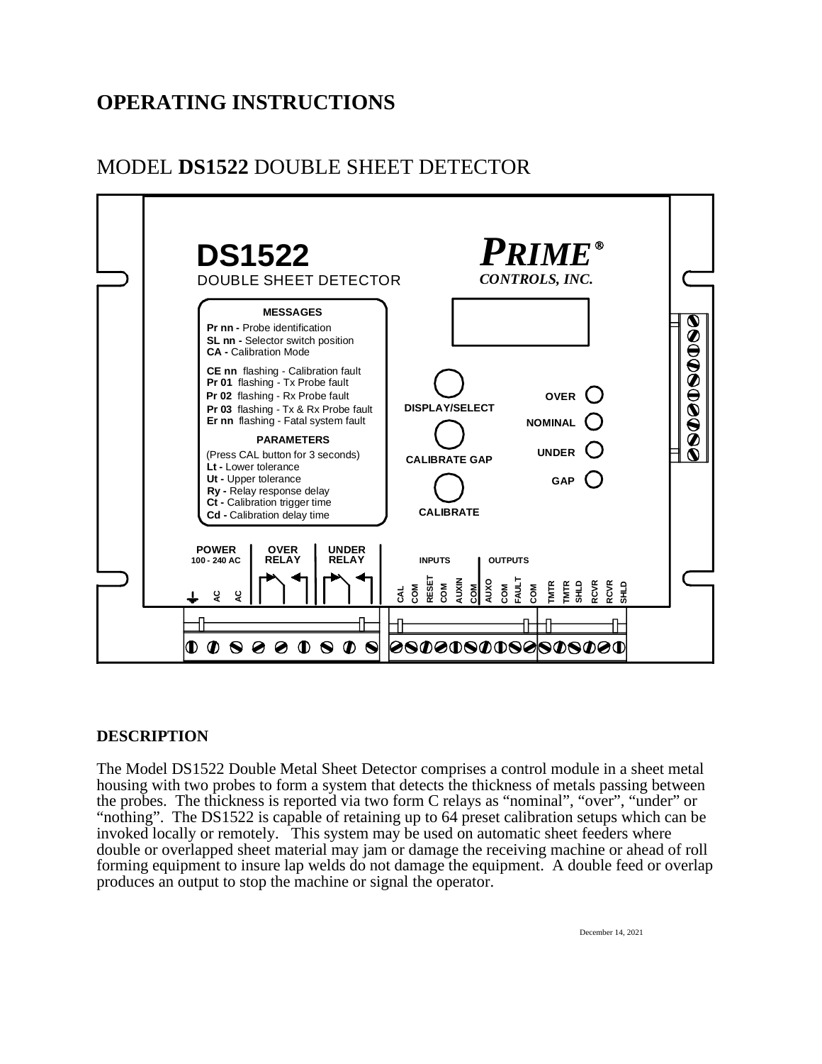# OPERATING INSTRUCTIONS

## MODEL **DS1522** DOUBLE SHEET DETECTOR

**DS1522**
DOUBLE SHEET DETECTOR

***PRIME®***
*CONTROLS, INC.*

**MESSAGES**

**Pr nn -** Probe identification
**SL nn -** Selector switch position
**CA -** Calibration Mode

**CE nn** flashing - Calibration fault
**Pr 01** flashing - Tx Probe fault
**Pr 02** flashing - Rx Probe fault
**Pr 03** flashing - Tx & Rx Probe fault
**Er nn** flashing - Fatal system fault

**PARAMETERS**

(Press CAL button for 3 seconds)
**Lt -** Lower tolerance
**Ut -** Upper tolerance
**Ry -** Relay response delay
**Ct -** Calibration trigger time
**Cd -** Calibration delay time

**DISPLAY/SELECT**

**CALIBRATE GAP**

**CALIBRATE**

**OVER**

**NOMINAL**

**UNDER**

**GAP**

**POWER** 100 - 240 AC | **OVER RELAY** | **UNDER RELAY**

AC AC

**INPUTS**: CAL COM RESET COM AUXIN COM

**OUTPUTS**: AUXO COM FAULT COM

TMTR TMTR SHLD RCVR RCVR SHLD

### DESCRIPTION

The Model DS1522 Double Metal Sheet Detector comprises a control module in a sheet metal housing with two probes to form a system that detects the thickness of metals passing between the probes. The thickness is reported via two form C relays as "nominal", "over", "under" or "nothing". The DS1522 is capable of retaining up to 64 preset calibration setups which can be invoked locally or remotely. This system may be used on automatic sheet feeders where double or overlapped sheet material may jam or damage the receiving machine or ahead of roll forming equipment to insure lap welds do not damage the equipment. A double feed or overlap produces an output to stop the machine or signal the operator.

December 14, 2021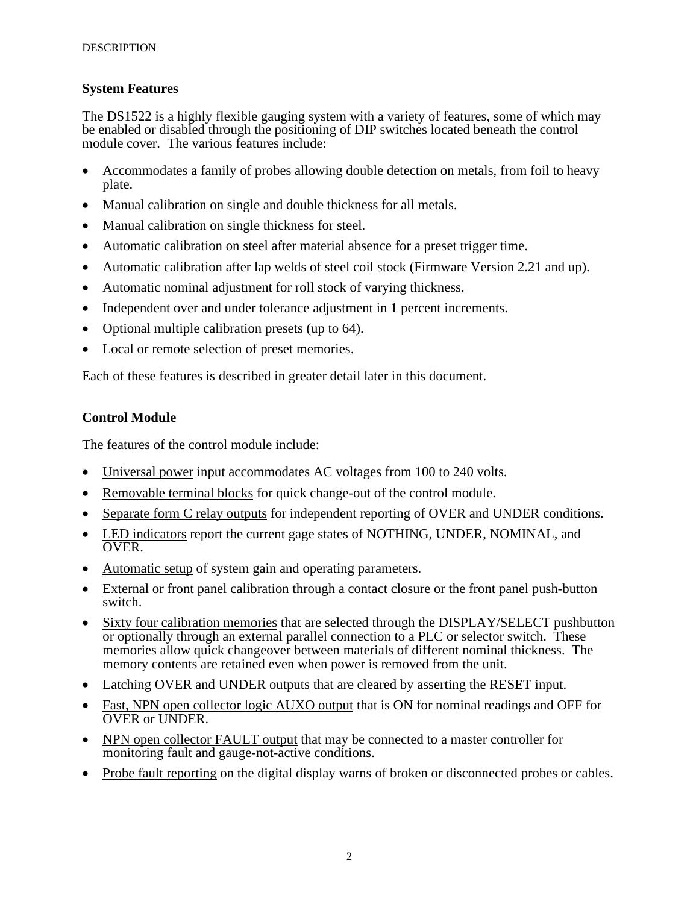## System Features

The DS1522 is a highly flexible gauging system with a variety of features, some of which may be enabled or disabled through the positioning of DIP switches located beneath the control module cover. The various features include:

- Accommodates a family of probes allowing double detection on metals, from foil to heavy plate.
- Manual calibration on single and double thickness for all metals.
- Manual calibration on single thickness for steel.
- Automatic calibration on steel after material absence for a preset trigger time.
- Automatic calibration after lap welds of steel coil stock (Firmware Version 2.21 and up).
- Automatic nominal adjustment for roll stock of varying thickness.
- Independent over and under tolerance adjustment in 1 percent increments.
- Optional multiple calibration presets (up to 64).
- Local or remote selection of preset memories.

Each of these features is described in greater detail later in this document.

## Control Module

The features of the control module include:

- Universal power input accommodates AC voltages from 100 to 240 volts.
- Removable terminal blocks for quick change-out of the control module.
- Separate form C relay outputs for independent reporting of OVER and UNDER conditions.
- LED indicators report the current gage states of NOTHING, UNDER, NOMINAL, and OVER.
- Automatic setup of system gain and operating parameters.
- External or front panel calibration through a contact closure or the front panel push-button switch.
- Sixty four calibration memories that are selected through the DISPLAY/SELECT pushbutton or optionally through an external parallel connection to a PLC or selector switch. These memories allow quick changeover between materials of different nominal thickness. The memory contents are retained even when power is removed from the unit.
- Latching OVER and UNDER outputs that are cleared by asserting the RESET input.
- Fast, NPN open collector logic AUXO output that is ON for nominal readings and OFF for OVER or UNDER.
- NPN open collector FAULT output that may be connected to a master controller for monitoring fault and gauge-not-active conditions.
- Probe fault reporting on the digital display warns of broken or disconnected probes or cables.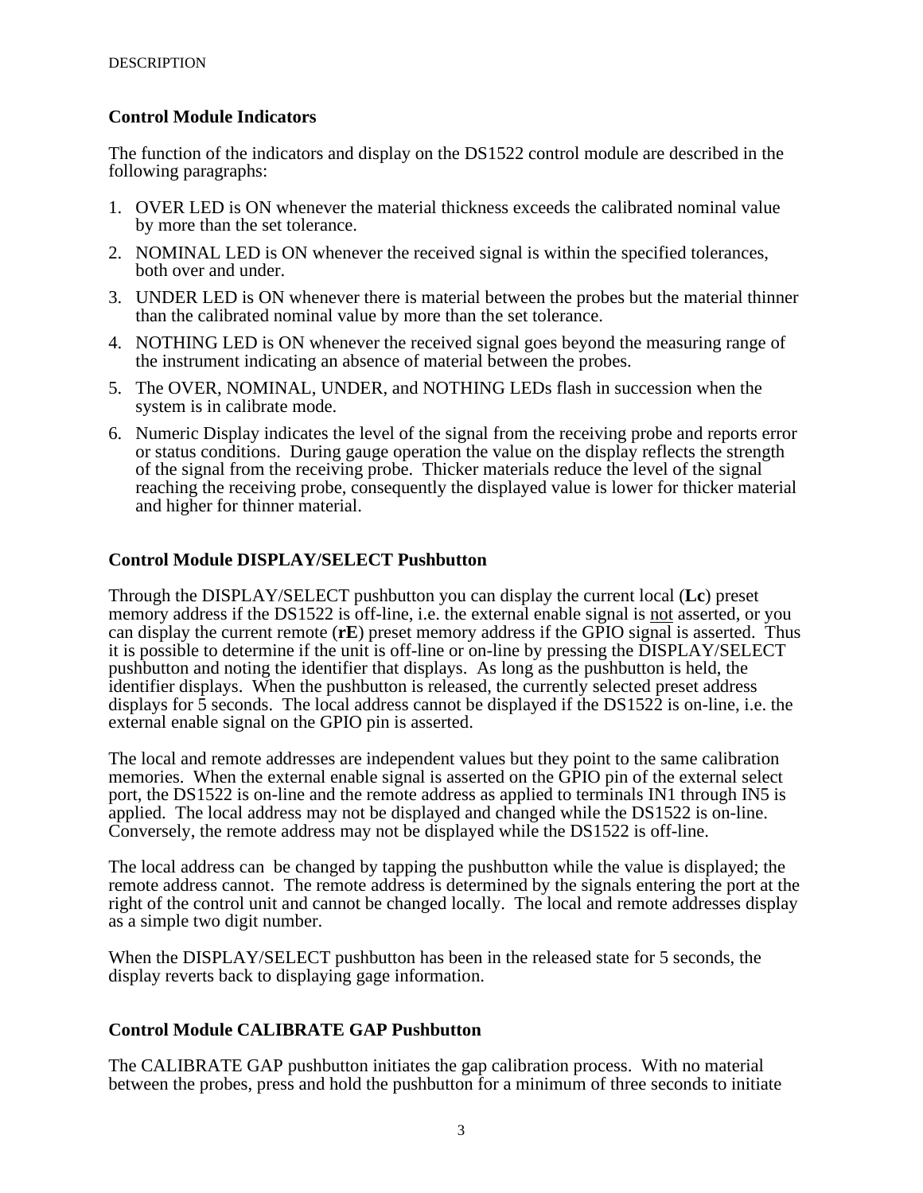## Control Module Indicators

The function of the indicators and display on the DS1522 control module are described in the following paragraphs:

1. OVER LED is ON whenever the material thickness exceeds the calibrated nominal value by more than the set tolerance.
2. NOMINAL LED is ON whenever the received signal is within the specified tolerances, both over and under.
3. UNDER LED is ON whenever there is material between the probes but the material thinner than the calibrated nominal value by more than the set tolerance.
4. NOTHING LED is ON whenever the received signal goes beyond the measuring range of the instrument indicating an absence of material between the probes.
5. The OVER, NOMINAL, UNDER, and NOTHING LEDs flash in succession when the system is in calibrate mode.
6. Numeric Display indicates the level of the signal from the receiving probe and reports error or status conditions. During gauge operation the value on the display reflects the strength of the signal from the receiving probe. Thicker materials reduce the level of the signal reaching the receiving probe, consequently the displayed value is lower for thicker material and higher for thinner material.

## Control Module DISPLAY/SELECT Pushbutton

Through the DISPLAY/SELECT pushbutton you can display the current local (**Lc**) preset memory address if the DS1522 is off-line, i.e. the external enable signal is <u>not</u> asserted, or you can display the current remote (**rE**) preset memory address if the GPIO signal is asserted. Thus it is possible to determine if the unit is off-line or on-line by pressing the DISPLAY/SELECT pushbutton and noting the identifier that displays. As long as the pushbutton is held, the identifier displays. When the pushbutton is released, the currently selected preset address displays for 5 seconds. The local address cannot be displayed if the DS1522 is on-line, i.e. the external enable signal on the GPIO pin is asserted.

The local and remote addresses are independent values but they point to the same calibration memories. When the external enable signal is asserted on the GPIO pin of the external select port, the DS1522 is on-line and the remote address as applied to terminals IN1 through IN5 is applied. The local address may not be displayed and changed while the DS1522 is on-line. Conversely, the remote address may not be displayed while the DS1522 is off-line.

The local address can be changed by tapping the pushbutton while the value is displayed; the remote address cannot. The remote address is determined by the signals entering the port at the right of the control unit and cannot be changed locally. The local and remote addresses display as a simple two digit number.

When the DISPLAY/SELECT pushbutton has been in the released state for 5 seconds, the display reverts back to displaying gage information.

## Control Module CALIBRATE GAP Pushbutton

The CALIBRATE GAP pushbutton initiates the gap calibration process. With no material between the probes, press and hold the pushbutton for a minimum of three seconds to initiate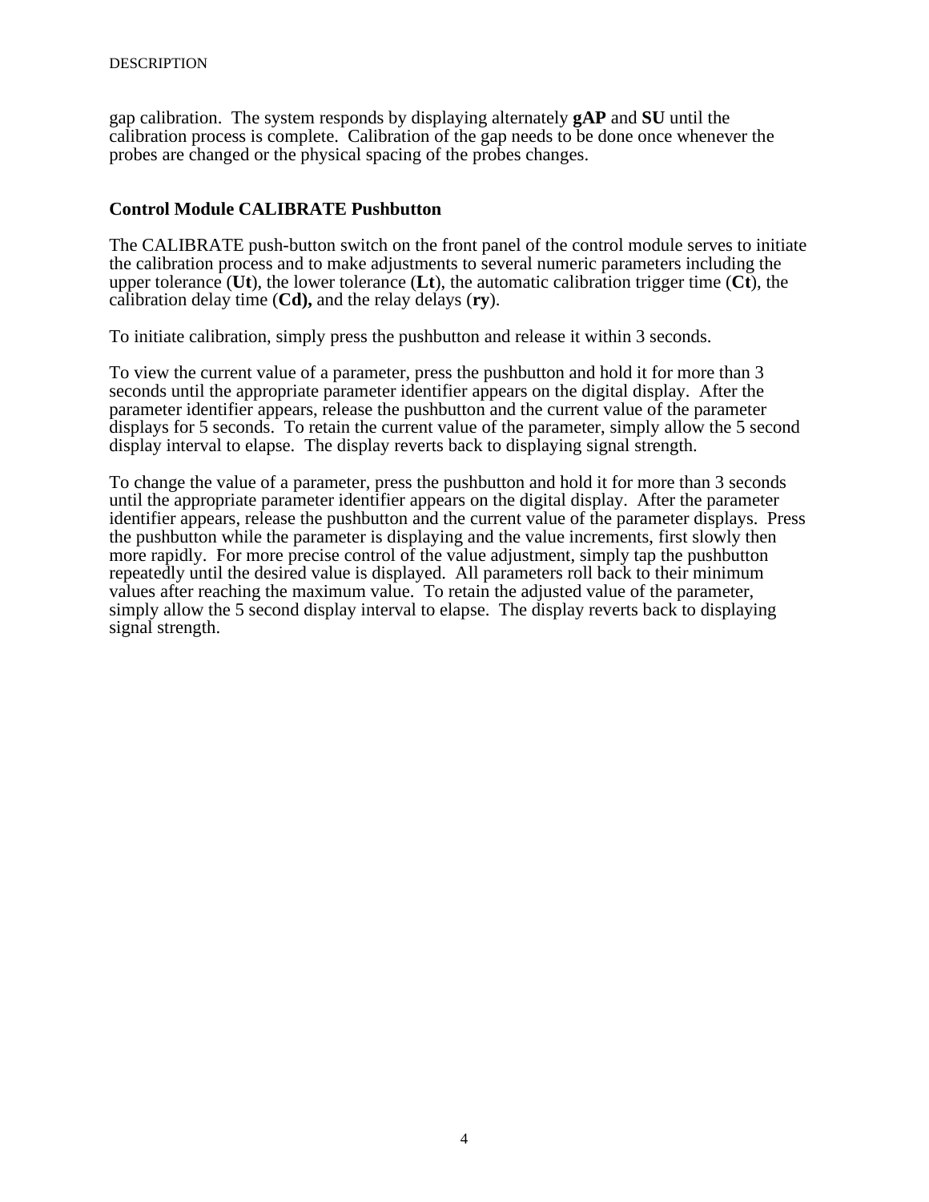gap calibration.  The system responds by displaying alternately **gAP** and **SU** until the calibration process is complete.  Calibration of the gap needs to be done once whenever the probes are changed or the physical spacing of the probes changes.

### Control Module CALIBRATE Pushbutton

The CALIBRATE push-button switch on the front panel of the control module serves to initiate the calibration process and to make adjustments to several numeric parameters including the upper tolerance (**Ut**), the lower tolerance (**Lt**), the automatic calibration trigger time (**Ct**), the calibration delay time (**Cd),** and the relay delays (**ry**).

To initiate calibration, simply press the pushbutton and release it within 3 seconds.

To view the current value of a parameter, press the pushbutton and hold it for more than 3 seconds until the appropriate parameter identifier appears on the digital display.  After the parameter identifier appears, release the pushbutton and the current value of the parameter displays for 5 seconds.  To retain the current value of the parameter, simply allow the 5 second display interval to elapse.  The display reverts back to displaying signal strength.

To change the value of a parameter, press the pushbutton and hold it for more than 3 seconds until the appropriate parameter identifier appears on the digital display.  After the parameter identifier appears, release the pushbutton and the current value of the parameter displays.  Press the pushbutton while the parameter is displaying and the value increments, first slowly then more rapidly.  For more precise control of the value adjustment, simply tap the pushbutton repeatedly until the desired value is displayed.  All parameters roll back to their minimum values after reaching the maximum value.  To retain the adjusted value of the parameter, simply allow the 5 second display interval to elapse.  The display reverts back to displaying signal strength.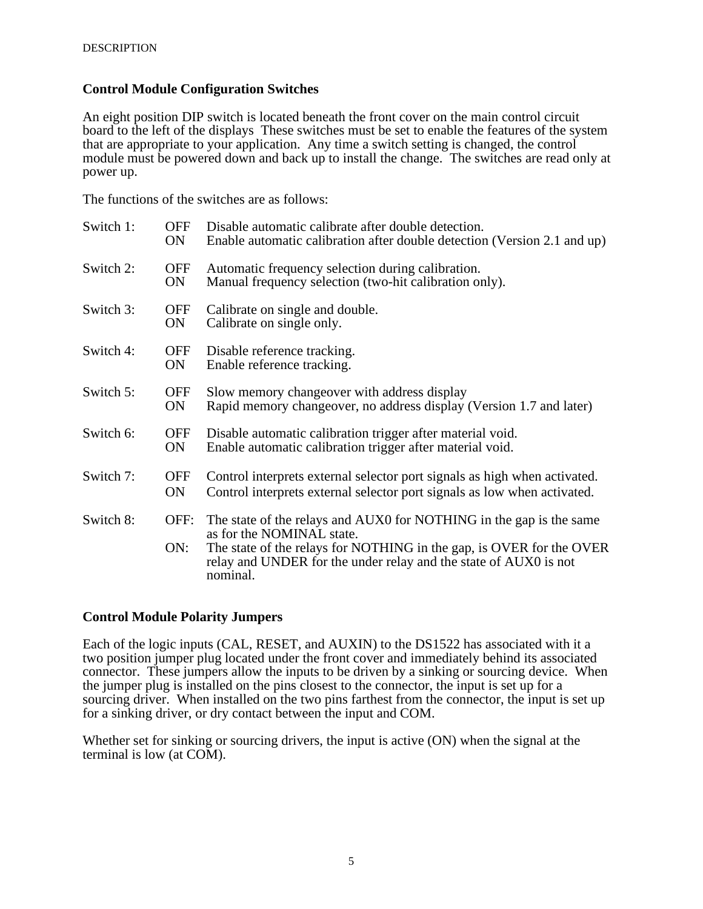## Control Module Configuration Switches

An eight position DIP switch is located beneath the front cover on the main control circuit board to the left of the displays  These switches must be set to enable the features of the system that are appropriate to your application.  Any time a switch setting is changed, the control module must be powered down and back up to install the change.  The switches are read only at power up.

The functions of the switches are as follows:

| | | |
|---|---|---|
| Switch 1: | OFF | Disable automatic calibrate after double detection. |
| | ON | Enable automatic calibration after double detection (Version 2.1 and up) |
| Switch 2: | OFF | Automatic frequency selection during calibration. |
| | ON | Manual frequency selection (two-hit calibration only). |
| Switch 3: | OFF | Calibrate on single and double. |
| | ON | Calibrate on single only. |
| Switch 4: | OFF | Disable reference tracking. |
| | ON | Enable reference tracking. |
| Switch 5: | OFF | Slow memory changeover with address display |
| | ON | Rapid memory changeover, no address display (Version 1.7 and later) |
| Switch 6: | OFF | Disable automatic calibration trigger after material void. |
| | ON | Enable automatic calibration trigger after material void. |
| Switch 7: | OFF | Control interprets external selector port signals as high when activated. |
| | ON | Control interprets external selector port signals as low when activated. |
| Switch 8: | OFF: | The state of the relays and AUX0 for NOTHING in the gap is the same as for the NOMINAL state. |
| | ON: | The state of the relays for NOTHING in the gap, is OVER for the OVER relay and UNDER for the under relay and the state of AUX0 is not nominal. |

## Control Module Polarity Jumpers

Each of the logic inputs (CAL, RESET, and AUXIN) to the DS1522 has associated with it a two position jumper plug located under the front cover and immediately behind its associated connector.  These jumpers allow the inputs to be driven by a sinking or sourcing device.  When the jumper plug is installed on the pins closest to the connector, the input is set up for a sourcing driver.  When installed on the two pins farthest from the connector, the input is set up for a sinking driver, or dry contact between the input and COM.

Whether set for sinking or sourcing drivers, the input is active (ON) when the signal at the terminal is low (at COM).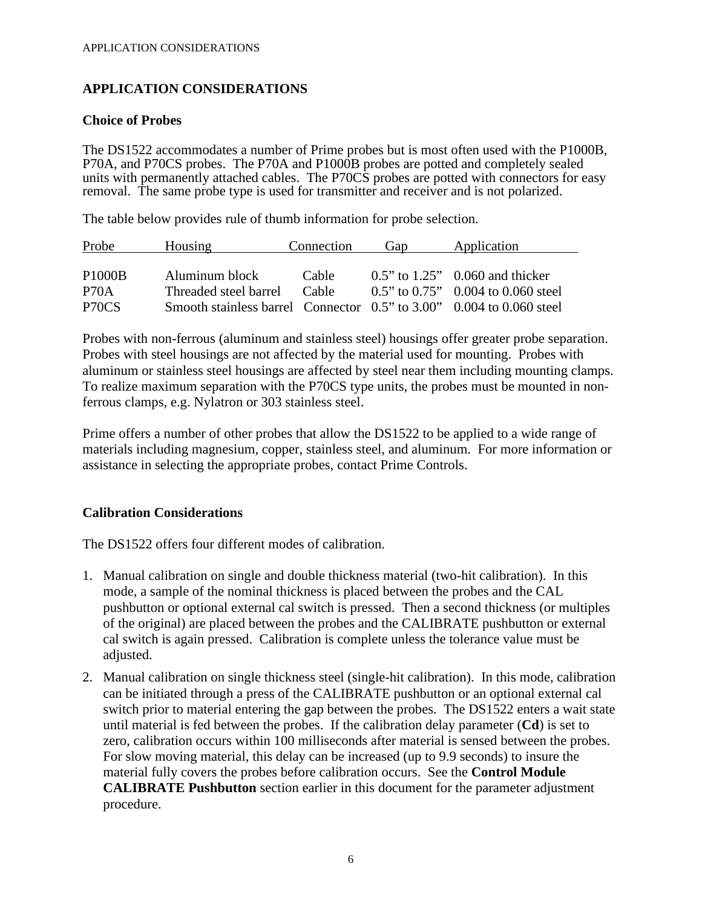# APPLICATION CONSIDERATIONS

## Choice of Probes

The DS1522 accommodates a number of Prime probes but is most often used with the P1000B, P70A, and P70CS probes. The P70A and P1000B probes are potted and completely sealed units with permanently attached cables. The P70CS probes are potted with connectors for easy removal. The same probe type is used for transmitter and receiver and is not polarized.

The table below provides rule of thumb information for probe selection.

| Probe | Housing | Connection | Gap | Application |
|---|---|---|---|---|
| P1000B | Aluminum block | Cable | 0.5" to 1.25" | 0.060 and thicker |
| P70A | Threaded steel barrel | Cable | 0.5" to 0.75" | 0.004 to 0.060 steel |
| P70CS | Smooth stainless barrel | Connector | 0.5" to 3.00" | 0.004 to 0.060 steel |

Probes with non-ferrous (aluminum and stainless steel) housings offer greater probe separation. Probes with steel housings are not affected by the material used for mounting. Probes with aluminum or stainless steel housings are affected by steel near them including mounting clamps. To realize maximum separation with the P70CS type units, the probes must be mounted in non-ferrous clamps, e.g. Nylatron or 303 stainless steel.

Prime offers a number of other probes that allow the DS1522 to be applied to a wide range of materials including magnesium, copper, stainless steel, and aluminum. For more information or assistance in selecting the appropriate probes, contact Prime Controls.

## Calibration Considerations

The DS1522 offers four different modes of calibration.

1. Manual calibration on single and double thickness material (two-hit calibration). In this mode, a sample of the nominal thickness is placed between the probes and the CAL pushbutton or optional external cal switch is pressed. Then a second thickness (or multiples of the original) are placed between the probes and the CALIBRATE pushbutton or external cal switch is again pressed. Calibration is complete unless the tolerance value must be adjusted.
2. Manual calibration on single thickness steel (single-hit calibration). In this mode, calibration can be initiated through a press of the CALIBRATE pushbutton or an optional external cal switch prior to material entering the gap between the probes. The DS1522 enters a wait state until material is fed between the probes. If the calibration delay parameter (**Cd**) is set to zero, calibration occurs within 100 milliseconds after material is sensed between the probes. For slow moving material, this delay can be increased (up to 9.9 seconds) to insure the material fully covers the probes before calibration occurs. See the **Control Module CALIBRATE Pushbutton** section earlier in this document for the parameter adjustment procedure.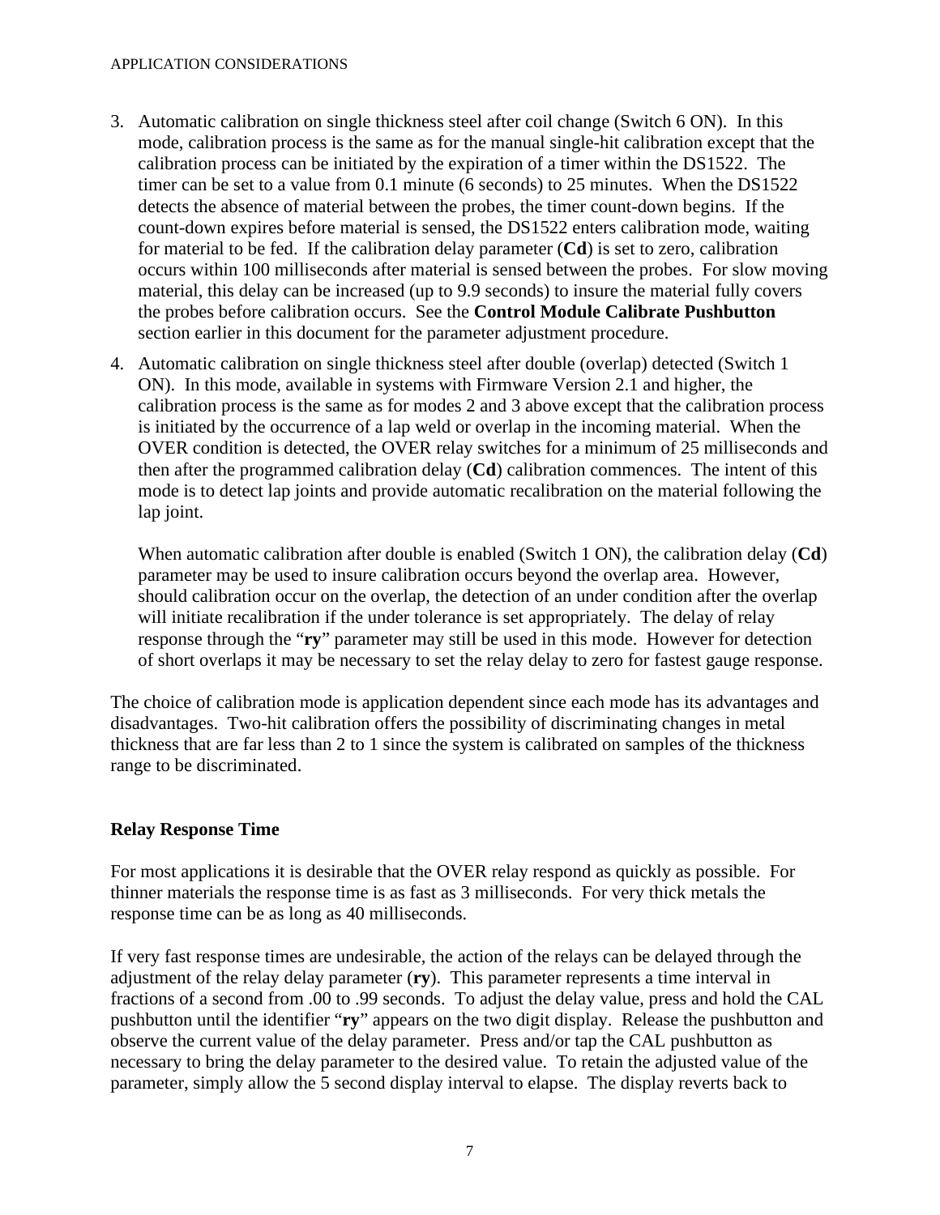3. Automatic calibration on single thickness steel after coil change (Switch 6 ON). In this mode, calibration process is the same as for the manual single-hit calibration except that the calibration process can be initiated by the expiration of a timer within the DS1522. The timer can be set to a value from 0.1 minute (6 seconds) to 25 minutes. When the DS1522 detects the absence of material between the probes, the timer count-down begins. If the count-down expires before material is sensed, the DS1522 enters calibration mode, waiting for material to be fed. If the calibration delay parameter (**Cd**) is set to zero, calibration occurs within 100 milliseconds after material is sensed between the probes. For slow moving material, this delay can be increased (up to 9.9 seconds) to insure the material fully covers the probes before calibration occurs. See the **Control Module Calibrate Pushbutton** section earlier in this document for the parameter adjustment procedure.

4. Automatic calibration on single thickness steel after double (overlap) detected (Switch 1 ON). In this mode, available in systems with Firmware Version 2.1 and higher, the calibration process is the same as for modes 2 and 3 above except that the calibration process is initiated by the occurrence of a lap weld or overlap in the incoming material. When the OVER condition is detected, the OVER relay switches for a minimum of 25 milliseconds and then after the programmed calibration delay (**Cd**) calibration commences. The intent of this mode is to detect lap joints and provide automatic recalibration on the material following the lap joint.

   When automatic calibration after double is enabled (Switch 1 ON), the calibration delay (**Cd**) parameter may be used to insure calibration occurs beyond the overlap area. However, should calibration occur on the overlap, the detection of an under condition after the overlap will initiate recalibration if the under tolerance is set appropriately. The delay of relay response through the "**ry**" parameter may still be used in this mode. However for detection of short overlaps it may be necessary to set the relay delay to zero for fastest gauge response.

The choice of calibration mode is application dependent since each mode has its advantages and disadvantages. Two-hit calibration offers the possibility of discriminating changes in metal thickness that are far less than 2 to 1 since the system is calibrated on samples of the thickness range to be discriminated.

### Relay Response Time

For most applications it is desirable that the OVER relay respond as quickly as possible. For thinner materials the response time is as fast as 3 milliseconds. For very thick metals the response time can be as long as 40 milliseconds.

If very fast response times are undesirable, the action of the relays can be delayed through the adjustment of the relay delay parameter (**ry**). This parameter represents a time interval in fractions of a second from .00 to .99 seconds. To adjust the delay value, press and hold the CAL pushbutton until the identifier "**ry**" appears on the two digit display. Release the pushbutton and observe the current value of the delay parameter. Press and/or tap the CAL pushbutton as necessary to bring the delay parameter to the desired value. To retain the adjusted value of the parameter, simply allow the 5 second display interval to elapse. The display reverts back to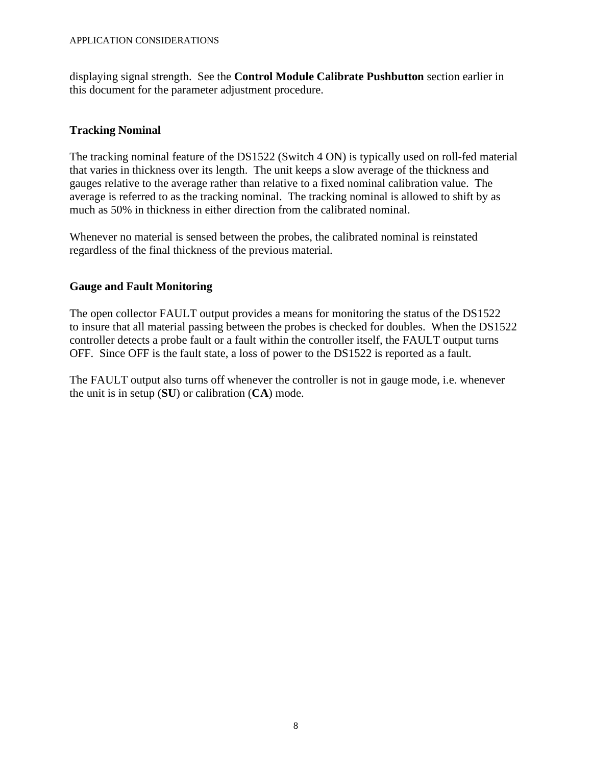displaying signal strength.  See the **Control Module Calibrate Pushbutton** section earlier in this document for the parameter adjustment procedure.

### Tracking Nominal

The tracking nominal feature of the DS1522 (Switch 4 ON) is typically used on roll-fed material that varies in thickness over its length.  The unit keeps a slow average of the thickness and gauges relative to the average rather than relative to a fixed nominal calibration value.  The average is referred to as the tracking nominal.  The tracking nominal is allowed to shift by as much as 50% in thickness in either direction from the calibrated nominal.

Whenever no material is sensed between the probes, the calibrated nominal is reinstated regardless of the final thickness of the previous material.

### Gauge and Fault Monitoring

The open collector FAULT output provides a means for monitoring the status of the DS1522 to insure that all material passing between the probes is checked for doubles.  When the DS1522 controller detects a probe fault or a fault within the controller itself, the FAULT output turns OFF.  Since OFF is the fault state, a loss of power to the DS1522 is reported as a fault.

The FAULT output also turns off whenever the controller is not in gauge mode, i.e. whenever the unit is in setup (**SU**) or calibration (**CA**) mode.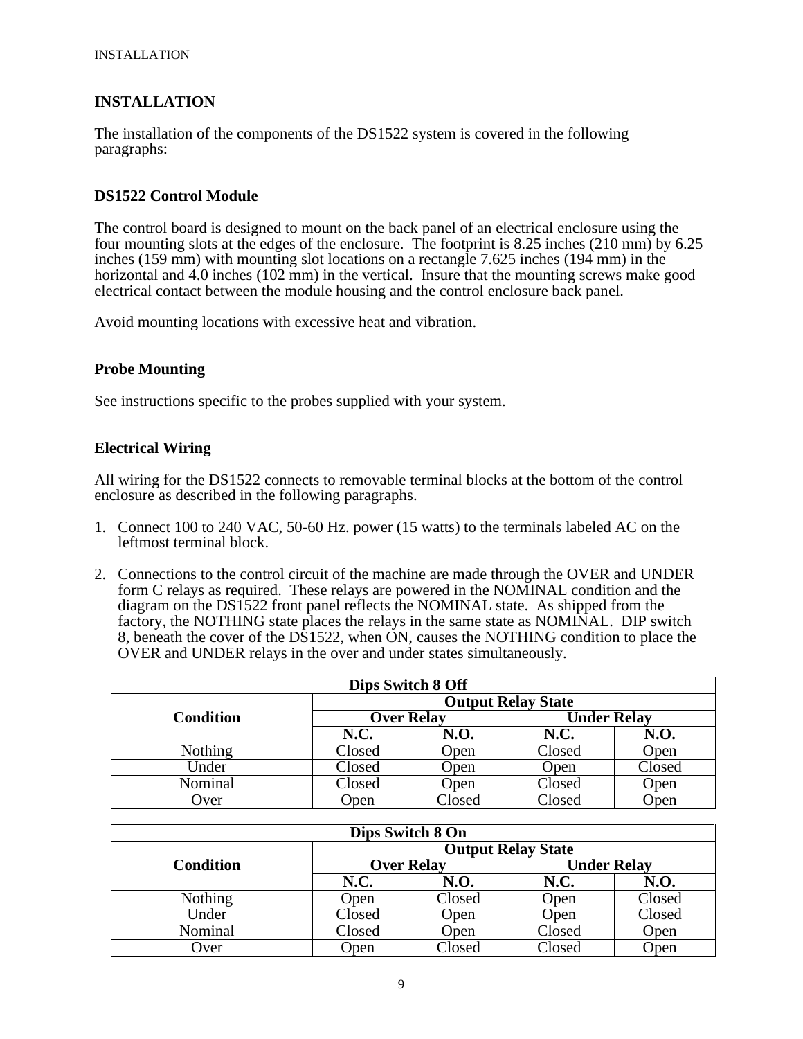# INSTALLATION

The installation of the components of the DS1522 system is covered in the following paragraphs:

## DS1522 Control Module

The control board is designed to mount on the back panel of an electrical enclosure using the four mounting slots at the edges of the enclosure. The footprint is 8.25 inches (210 mm) by 6.25 inches (159 mm) with mounting slot locations on a rectangle 7.625 inches (194 mm) in the horizontal and 4.0 inches (102 mm) in the vertical. Insure that the mounting screws make good electrical contact between the module housing and the control enclosure back panel.

Avoid mounting locations with excessive heat and vibration.

## Probe Mounting

See instructions specific to the probes supplied with your system.

## Electrical Wiring

All wiring for the DS1522 connects to removable terminal blocks at the bottom of the control enclosure as described in the following paragraphs.

1. Connect 100 to 240 VAC, 50-60 Hz. power (15 watts) to the terminals labeled AC on the leftmost terminal block.

2. Connections to the control circuit of the machine are made through the OVER and UNDER form C relays as required. These relays are powered in the NOMINAL condition and the diagram on the DS1522 front panel reflects the NOMINAL state. As shipped from the factory, the NOTHING state places the relays in the same state as NOMINAL. DIP switch 8, beneath the cover of the DS1522, when ON, causes the NOTHING condition to place the OVER and UNDER relays in the over and under states simultaneously.

| **Dips Switch 8 Off** | | | | |
|---|---|---|---|---|
| **Condition** | **Output Relay State** | | | |
| | **Over Relay** | | **Under Relay** | |
| | **N.C.** | **N.O.** | **N.C.** | **N.O.** |
| Nothing | Closed | Open | Closed | Open |
| Under | Closed | Open | Open | Closed |
| Nominal | Closed | Open | Closed | Open |
| Over | Open | Closed | Closed | Open |

| **Dips Switch 8 On** | | | | |
|---|---|---|---|---|
| **Condition** | **Output Relay State** | | | |
| | **Over Relay** | | **Under Relay** | |
| | **N.C.** | **N.O.** | **N.C.** | **N.O.** |
| Nothing | Open | Closed | Open | Closed |
| Under | Closed | Open | Open | Closed |
| Nominal | Closed | Open | Closed | Open |
| Over | Open | Closed | Closed | Open |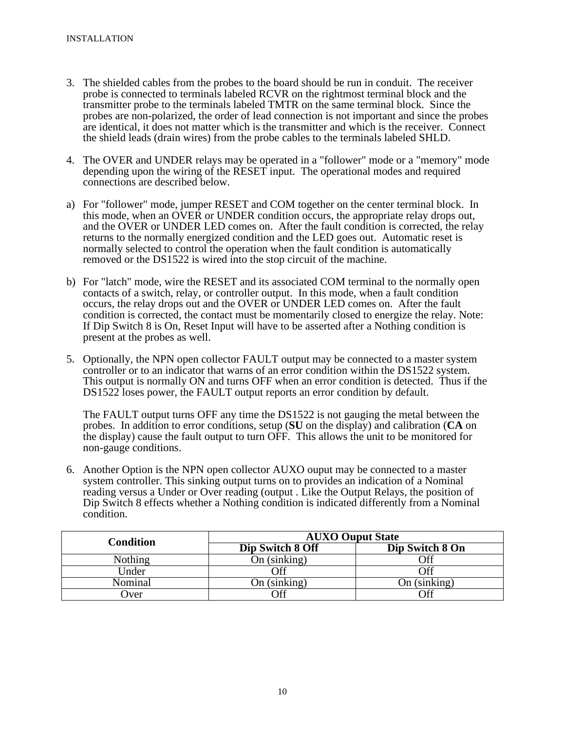3. The shielded cables from the probes to the board should be run in conduit. The receiver probe is connected to terminals labeled RCVR on the rightmost terminal block and the transmitter probe to the terminals labeled TMTR on the same terminal block. Since the probes are non-polarized, the order of lead connection is not important and since the probes are identical, it does not matter which is the transmitter and which is the receiver. Connect the shield leads (drain wires) from the probe cables to the terminals labeled SHLD.

4. The OVER and UNDER relays may be operated in a "follower" mode or a "memory" mode depending upon the wiring of the RESET input. The operational modes and required connections are described below.

a) For "follower" mode, jumper RESET and COM together on the center terminal block. In this mode, when an OVER or UNDER condition occurs, the appropriate relay drops out, and the OVER or UNDER LED comes on. After the fault condition is corrected, the relay returns to the normally energized condition and the LED goes out. Automatic reset is normally selected to control the operation when the fault condition is automatically removed or the DS1522 is wired into the stop circuit of the machine.

b) For "latch" mode, wire the RESET and its associated COM terminal to the normally open contacts of a switch, relay, or controller output. In this mode, when a fault condition occurs, the relay drops out and the OVER or UNDER LED comes on. After the fault condition is corrected, the contact must be momentarily closed to energize the relay. Note: If Dip Switch 8 is On, Reset Input will have to be asserted after a Nothing condition is present at the probes as well.

5. Optionally, the NPN open collector FAULT output may be connected to a master system controller or to an indicator that warns of an error condition within the DS1522 system. This output is normally ON and turns OFF when an error condition is detected. Thus if the DS1522 loses power, the FAULT output reports an error condition by default.

   The FAULT output turns OFF any time the DS1522 is not gauging the metal between the probes. In addition to error conditions, setup (**SU** on the display) and calibration (**CA** on the display) cause the fault output to turn OFF. This allows the unit to be monitored for non-gauge conditions.

6. Another Option is the NPN open collector AUXO ouput may be connected to a master system controller. This sinking output turns on to provides an indication of a Nominal reading versus a Under or Over reading (output . Like the Output Relays, the position of Dip Switch 8 effects whether a Nothing condition is indicated differently from a Nominal condition.

| **Condition** | **AUXO Ouput State** | |
|---|---|---|
| | **Dip Switch 8 Off** | **Dip Switch 8 On** |
| Nothing | On (sinking) | Off |
| Under | Off | Off |
| Nominal | On (sinking) | On (sinking) |
| Over | Off | Off |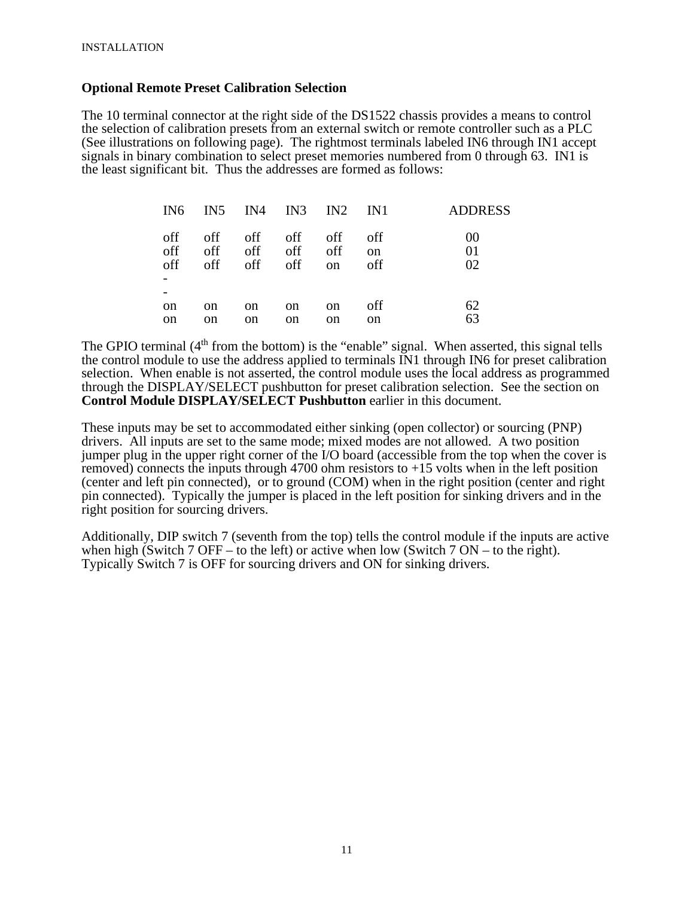## Optional Remote Preset Calibration Selection

The 10 terminal connector at the right side of the DS1522 chassis provides a means to control the selection of calibration presets from an external switch or remote controller such as a PLC (See illustrations on following page). The rightmost terminals labeled IN6 through IN1 accept signals in binary combination to select preset memories numbered from 0 through 63. IN1 is the least significant bit. Thus the addresses are formed as follows:

| IN6 | IN5 | IN4 | IN3 | IN2 | IN1 | ADDRESS |
|---|---|---|---|---|---|---|
| off | off | off | off | off | off | 00 |
| off | off | off | off | off | on | 01 |
| off | off | off | off | on | off | 02 |
| - | | | | | | |
| - | | | | | | |
| on | on | on | on | on | off | 62 |
| on | on | on | on | on | on | 63 |

The GPIO terminal (4th from the bottom) is the "enable" signal. When asserted, this signal tells the control module to use the address applied to terminals IN1 through IN6 for preset calibration selection. When enable is not asserted, the control module uses the local address as programmed through the DISPLAY/SELECT pushbutton for preset calibration selection. See the section on **Control Module DISPLAY/SELECT Pushbutton** earlier in this document.

These inputs may be set to accommodated either sinking (open collector) or sourcing (PNP) drivers. All inputs are set to the same mode; mixed modes are not allowed. A two position jumper plug in the upper right corner of the I/O board (accessible from the top when the cover is removed) connects the inputs through 4700 ohm resistors to +15 volts when in the left position (center and left pin connected), or to ground (COM) when in the right position (center and right pin connected). Typically the jumper is placed in the left position for sinking drivers and in the right position for sourcing drivers.

Additionally, DIP switch 7 (seventh from the top) tells the control module if the inputs are active when high (Switch 7 OFF – to the left) or active when low (Switch 7 ON – to the right). Typically Switch 7 is OFF for sourcing drivers and ON for sinking drivers.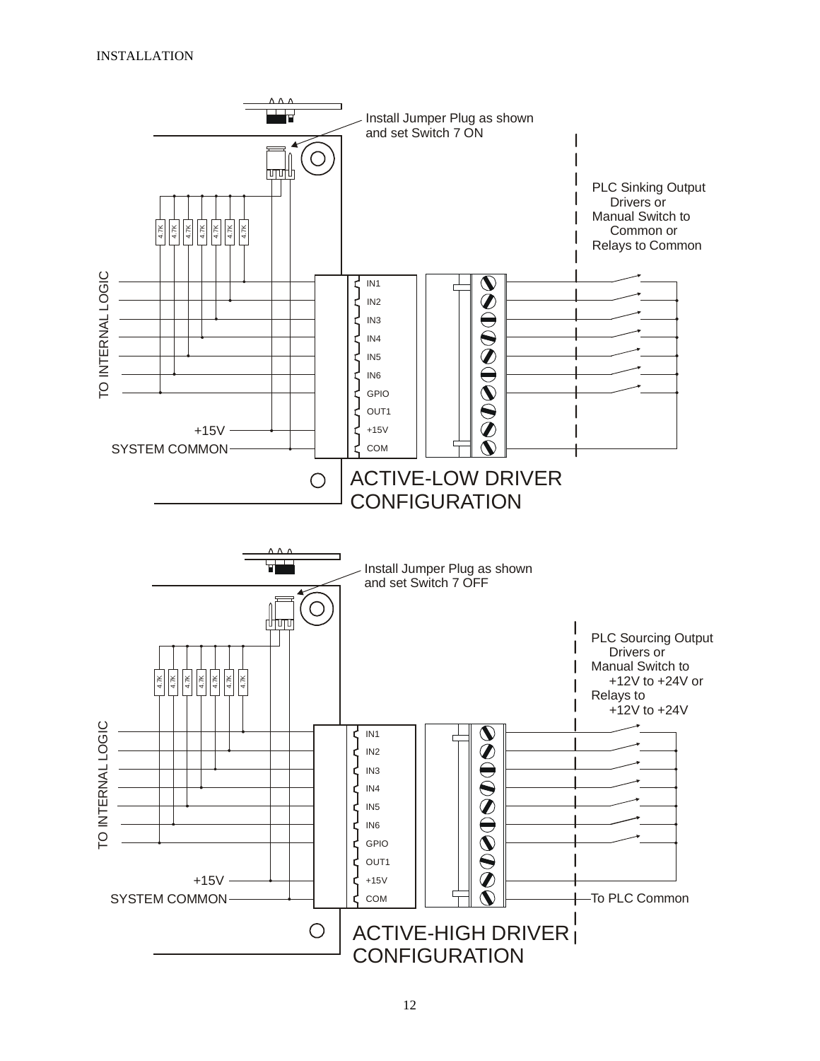Install Jumper Plug as shown and set Switch 7 ON

PLC Sinking Output Drivers or Manual Switch to Common or Relays to Common

4.7K 4.7K 4.7K 4.7K 4.7K 4.7K 4.7K

TO INTERNAL LOGIC

IN1
IN2
IN3
IN4
IN5
IN6
GPIO
OUT1
+15V
COM

+15V

SYSTEM COMMON

ACTIVE-LOW DRIVER CONFIGURATION

Install Jumper Plug as shown and set Switch 7 OFF

PLC Sourcing Output Drivers or Manual Switch to +12V to +24V or Relays to +12V to +24V

4.7K 4.7K 4.7K 4.7K 4.7K 4.7K 4.7K

TO INTERNAL LOGIC

IN1
IN2
IN3
IN4
IN5
IN6
GPIO
OUT1
+15V
COM

+15V

SYSTEM COMMON

To PLC Common

ACTIVE-HIGH DRIVER CONFIGURATION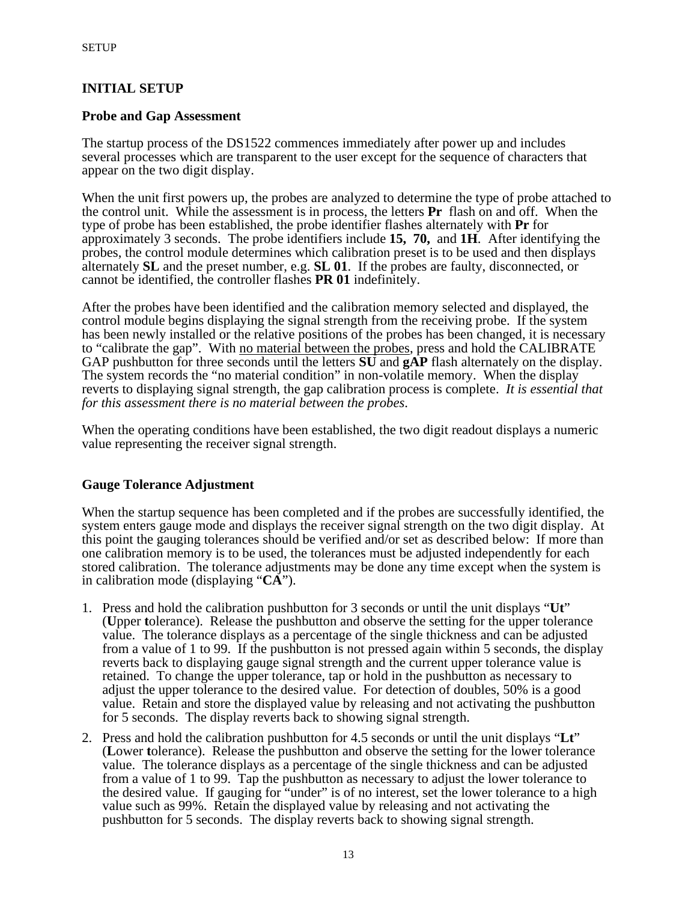## INITIAL SETUP

### Probe and Gap Assessment

The startup process of the DS1522 commences immediately after power up and includes several processes which are transparent to the user except for the sequence of characters that appear on the two digit display.

When the unit first powers up, the probes are analyzed to determine the type of probe attached to the control unit. While the assessment is in process, the letters **Pr** flash on and off. When the type of probe has been established, the probe identifier flashes alternately with **Pr** for approximately 3 seconds. The probe identifiers include **15, 70,** and **1H**. After identifying the probes, the control module determines which calibration preset is to be used and then displays alternately **SL** and the preset number, e.g. **SL 01**. If the probes are faulty, disconnected, or cannot be identified, the controller flashes **PR 01** indefinitely.

After the probes have been identified and the calibration memory selected and displayed, the control module begins displaying the signal strength from the receiving probe. If the system has been newly installed or the relative positions of the probes has been changed, it is necessary to "calibrate the gap". With no material between the probes, press and hold the CALIBRATE GAP pushbutton for three seconds until the letters **SU** and **gAP** flash alternately on the display. The system records the "no material condition" in non-volatile memory. When the display reverts to displaying signal strength, the gap calibration process is complete. *It is essential that for this assessment there is no material between the probes*.

When the operating conditions have been established, the two digit readout displays a numeric value representing the receiver signal strength.

### Gauge Tolerance Adjustment

When the startup sequence has been completed and if the probes are successfully identified, the system enters gauge mode and displays the receiver signal strength on the two digit display. At this point the gauging tolerances should be verified and/or set as described below: If more than one calibration memory is to be used, the tolerances must be adjusted independently for each stored calibration. The tolerance adjustments may be done any time except when the system is in calibration mode (displaying "**CA**").

1. Press and hold the calibration pushbutton for 3 seconds or until the unit displays "**Ut**" (**U**pper **t**olerance). Release the pushbutton and observe the setting for the upper tolerance value. The tolerance displays as a percentage of the single thickness and can be adjusted from a value of 1 to 99. If the pushbutton is not pressed again within 5 seconds, the display reverts back to displaying gauge signal strength and the current upper tolerance value is retained. To change the upper tolerance, tap or hold in the pushbutton as necessary to adjust the upper tolerance to the desired value. For detection of doubles, 50% is a good value. Retain and store the displayed value by releasing and not activating the pushbutton for 5 seconds. The display reverts back to showing signal strength.
2. Press and hold the calibration pushbutton for 4.5 seconds or until the unit displays "**Lt**" (**L**ower **t**olerance). Release the pushbutton and observe the setting for the lower tolerance value. The tolerance displays as a percentage of the single thickness and can be adjusted from a value of 1 to 99. Tap the pushbutton as necessary to adjust the lower tolerance to the desired value. If gauging for "under" is of no interest, set the lower tolerance to a high value such as 99%. Retain the displayed value by releasing and not activating the pushbutton for 5 seconds. The display reverts back to showing signal strength.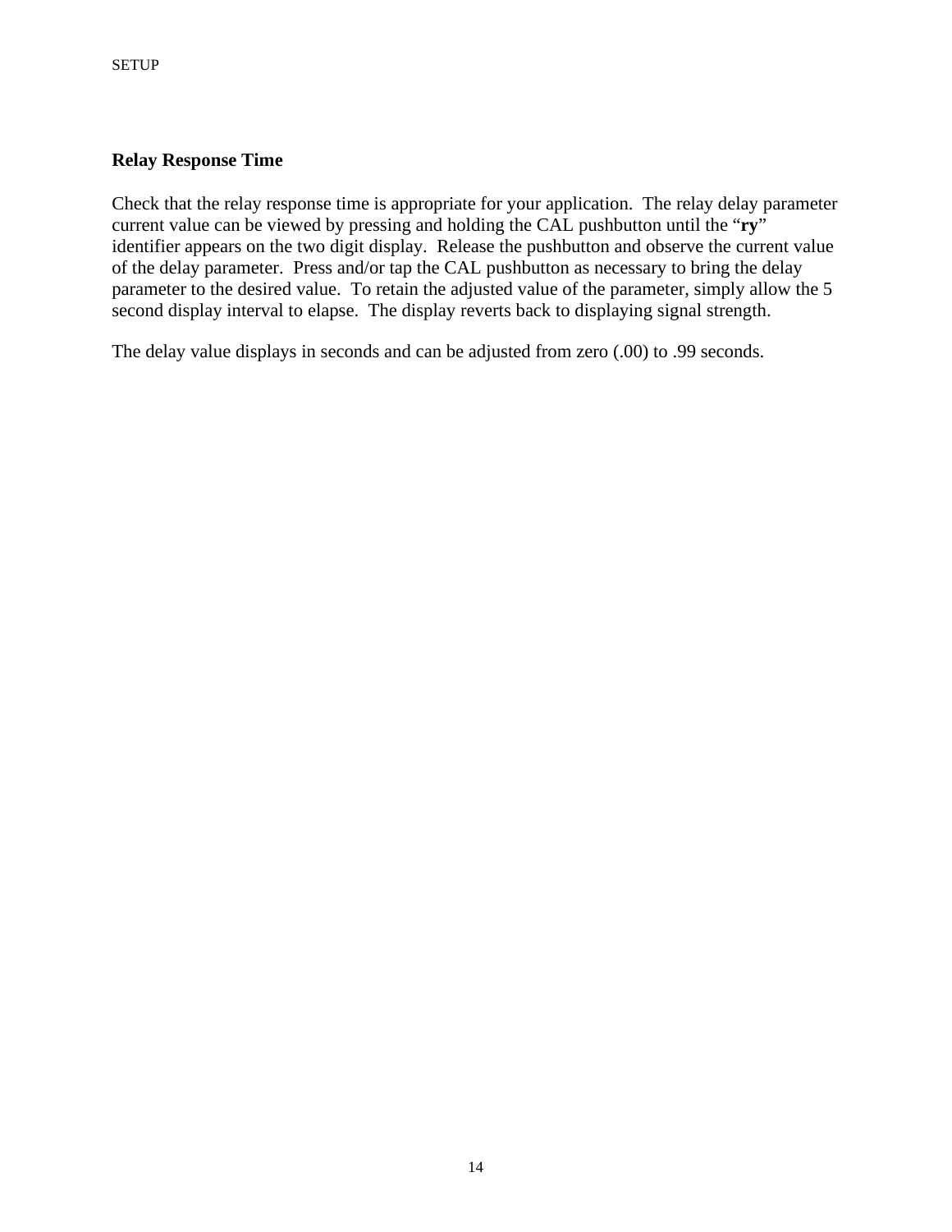## Relay Response Time

Check that the relay response time is appropriate for your application. The relay delay parameter current value can be viewed by pressing and holding the CAL pushbutton until the "**ry**" identifier appears on the two digit display. Release the pushbutton and observe the current value of the delay parameter. Press and/or tap the CAL pushbutton as necessary to bring the delay parameter to the desired value. To retain the adjusted value of the parameter, simply allow the 5 second display interval to elapse. The display reverts back to displaying signal strength.

The delay value displays in seconds and can be adjusted from zero (.00) to .99 seconds.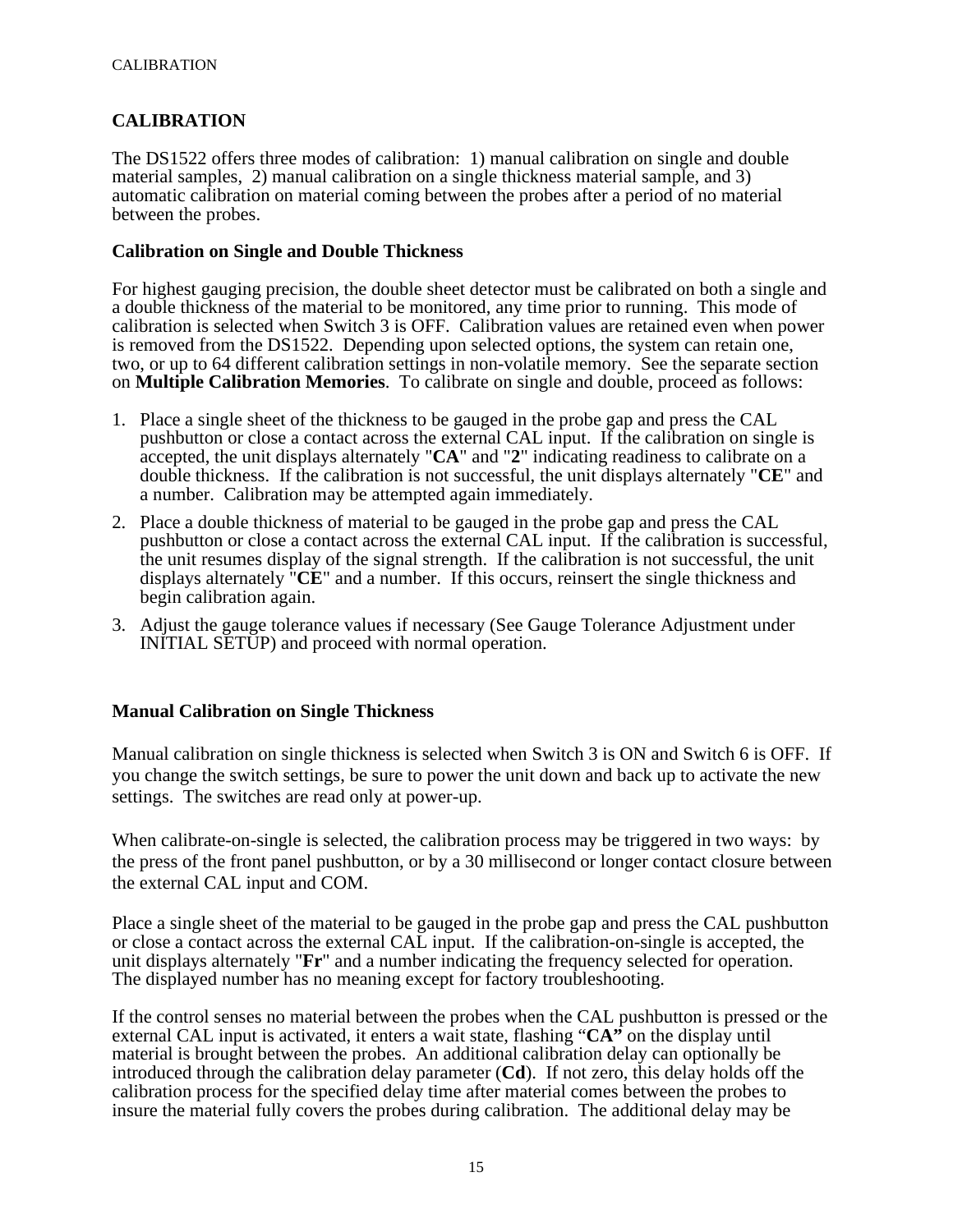## CALIBRATION

The DS1522 offers three modes of calibration: 1) manual calibration on single and double material samples, 2) manual calibration on a single thickness material sample, and 3) automatic calibration on material coming between the probes after a period of no material between the probes.

### Calibration on Single and Double Thickness

For highest gauging precision, the double sheet detector must be calibrated on both a single and a double thickness of the material to be monitored, any time prior to running. This mode of calibration is selected when Switch 3 is OFF. Calibration values are retained even when power is removed from the DS1522. Depending upon selected options, the system can retain one, two, or up to 64 different calibration settings in non-volatile memory. See the separate section on **Multiple Calibration Memories**. To calibrate on single and double, proceed as follows:

1. Place a single sheet of the thickness to be gauged in the probe gap and press the CAL pushbutton or close a contact across the external CAL input. If the calibration on single is accepted, the unit displays alternately "**CA**" and "**2**" indicating readiness to calibrate on a double thickness. If the calibration is not successful, the unit displays alternately "**CE**" and a number. Calibration may be attempted again immediately.
2. Place a double thickness of material to be gauged in the probe gap and press the CAL pushbutton or close a contact across the external CAL input. If the calibration is successful, the unit resumes display of the signal strength. If the calibration is not successful, the unit displays alternately "**CE**" and a number. If this occurs, reinsert the single thickness and begin calibration again.
3. Adjust the gauge tolerance values if necessary (See Gauge Tolerance Adjustment under INITIAL SETUP) and proceed with normal operation.

### Manual Calibration on Single Thickness

Manual calibration on single thickness is selected when Switch 3 is ON and Switch 6 is OFF. If you change the switch settings, be sure to power the unit down and back up to activate the new settings. The switches are read only at power-up.

When calibrate-on-single is selected, the calibration process may be triggered in two ways: by the press of the front panel pushbutton, or by a 30 millisecond or longer contact closure between the external CAL input and COM.

Place a single sheet of the material to be gauged in the probe gap and press the CAL pushbutton or close a contact across the external CAL input. If the calibration-on-single is accepted, the unit displays alternately "**Fr**" and a number indicating the frequency selected for operation. The displayed number has no meaning except for factory troubleshooting.

If the control senses no material between the probes when the CAL pushbutton is pressed or the external CAL input is activated, it enters a wait state, flashing "**CA**" on the display until material is brought between the probes. An additional calibration delay can optionally be introduced through the calibration delay parameter (**Cd**). If not zero, this delay holds off the calibration process for the specified delay time after material comes between the probes to insure the material fully covers the probes during calibration. The additional delay may be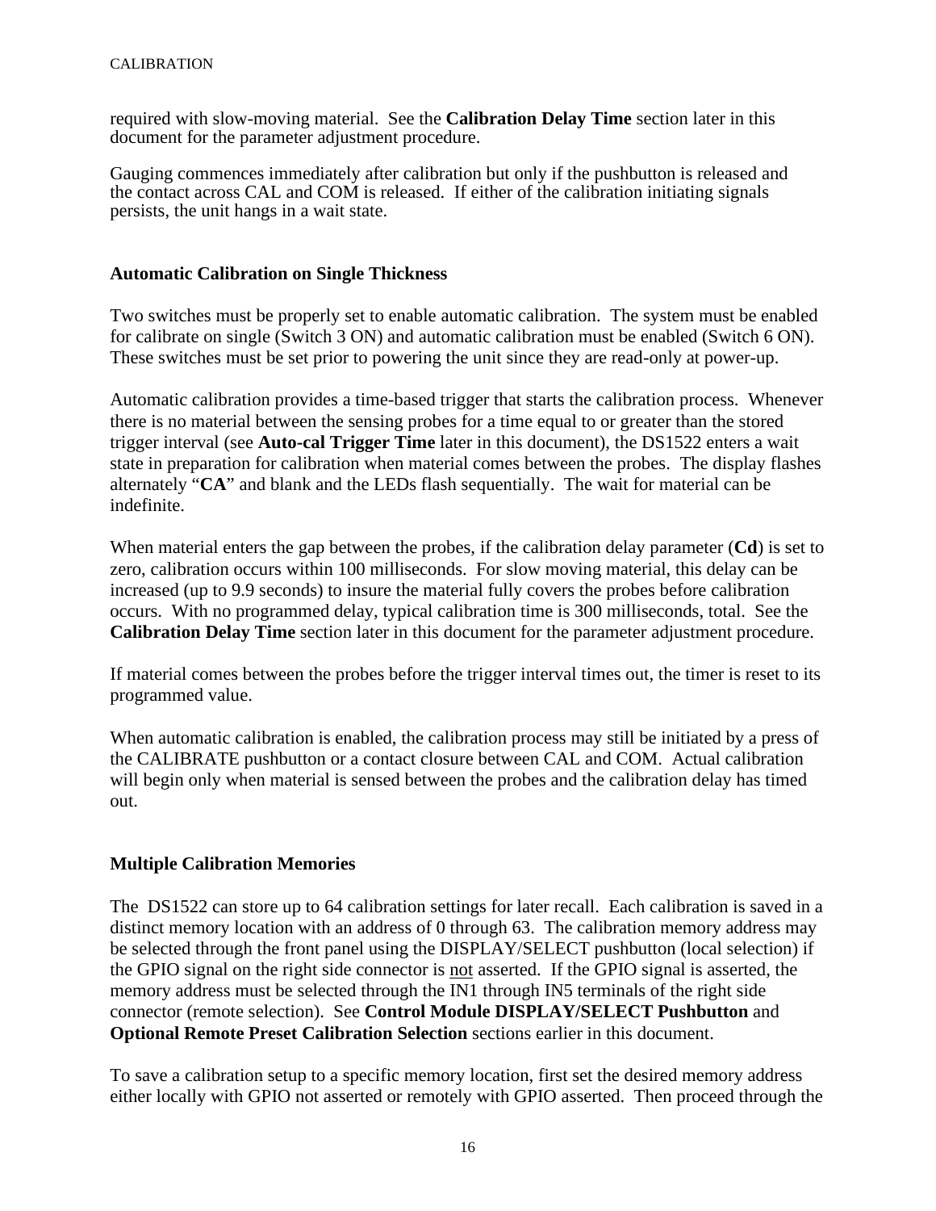required with slow-moving material. See the **Calibration Delay Time** section later in this document for the parameter adjustment procedure.

Gauging commences immediately after calibration but only if the pushbutton is released and the contact across CAL and COM is released. If either of the calibration initiating signals persists, the unit hangs in a wait state.

## Automatic Calibration on Single Thickness

Two switches must be properly set to enable automatic calibration. The system must be enabled for calibrate on single (Switch 3 ON) and automatic calibration must be enabled (Switch 6 ON). These switches must be set prior to powering the unit since they are read-only at power-up.

Automatic calibration provides a time-based trigger that starts the calibration process. Whenever there is no material between the sensing probes for a time equal to or greater than the stored trigger interval (see **Auto-cal Trigger Time** later in this document), the DS1522 enters a wait state in preparation for calibration when material comes between the probes. The display flashes alternately "**CA**" and blank and the LEDs flash sequentially. The wait for material can be indefinite.

When material enters the gap between the probes, if the calibration delay parameter (**Cd**) is set to zero, calibration occurs within 100 milliseconds. For slow moving material, this delay can be increased (up to 9.9 seconds) to insure the material fully covers the probes before calibration occurs. With no programmed delay, typical calibration time is 300 milliseconds, total. See the **Calibration Delay Time** section later in this document for the parameter adjustment procedure.

If material comes between the probes before the trigger interval times out, the timer is reset to its programmed value.

When automatic calibration is enabled, the calibration process may still be initiated by a press of the CALIBRATE pushbutton or a contact closure between CAL and COM. Actual calibration will begin only when material is sensed between the probes and the calibration delay has timed out.

## Multiple Calibration Memories

The DS1522 can store up to 64 calibration settings for later recall. Each calibration is saved in a distinct memory location with an address of 0 through 63. The calibration memory address may be selected through the front panel using the DISPLAY/SELECT pushbutton (local selection) if the GPIO signal on the right side connector is <u>not</u> asserted. If the GPIO signal is asserted, the memory address must be selected through the IN1 through IN5 terminals of the right side connector (remote selection). See **Control Module DISPLAY/SELECT Pushbutton** and **Optional Remote Preset Calibration Selection** sections earlier in this document.

To save a calibration setup to a specific memory location, first set the desired memory address either locally with GPIO not asserted or remotely with GPIO asserted. Then proceed through the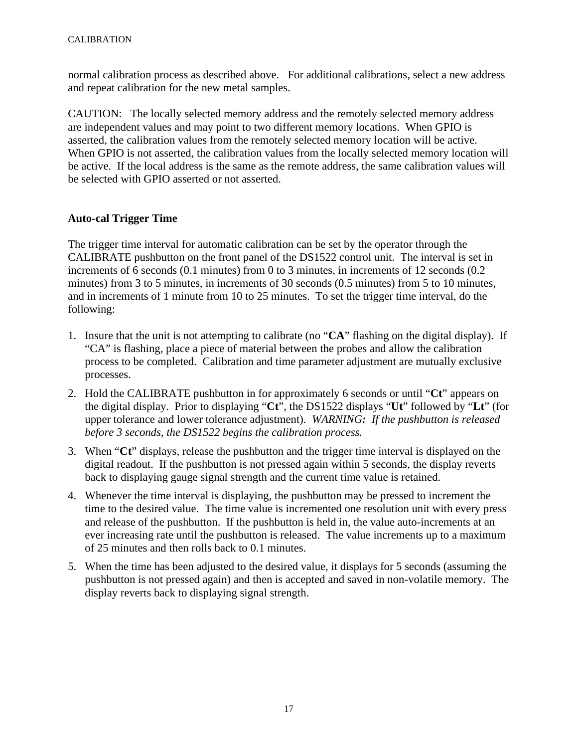normal calibration process as described above.   For additional calibrations, select a new address and repeat calibration for the new metal samples.

CAUTION:   The locally selected memory address and the remotely selected memory address are independent values and may point to two different memory locations.  When GPIO is asserted, the calibration values from the remotely selected memory location will be active. When GPIO is not asserted, the calibration values from the locally selected memory location will be active.  If the local address is the same as the remote address, the same calibration values will be selected with GPIO asserted or not asserted.

### Auto-cal Trigger Time

The trigger time interval for automatic calibration can be set by the operator through the CALIBRATE pushbutton on the front panel of the DS1522 control unit.  The interval is set in increments of 6 seconds (0.1 minutes) from 0 to 3 minutes, in increments of 12 seconds (0.2 minutes) from 3 to 5 minutes, in increments of 30 seconds (0.5 minutes) from 5 to 10 minutes, and in increments of 1 minute from 10 to 25 minutes.  To set the trigger time interval, do the following:

1. Insure that the unit is not attempting to calibrate (no "**CA**" flashing on the digital display).  If "CA" is flashing, place a piece of material between the probes and allow the calibration process to be completed.  Calibration and time parameter adjustment are mutually exclusive processes.
2. Hold the CALIBRATE pushbutton in for approximately 6 seconds or until "**Ct**" appears on the digital display.  Prior to displaying "**Ct**", the DS1522 displays "**Ut**" followed by "**Lt**" (for upper tolerance and lower tolerance adjustment).  *WARNING:  If the pushbutton is released before 3 seconds, the DS1522 begins the calibration process.*
3. When "**Ct**" displays, release the pushbutton and the trigger time interval is displayed on the digital readout.  If the pushbutton is not pressed again within 5 seconds, the display reverts back to displaying gauge signal strength and the current time value is retained.
4. Whenever the time interval is displaying, the pushbutton may be pressed to increment the time to the desired value.  The time value is incremented one resolution unit with every press and release of the pushbutton.  If the pushbutton is held in, the value auto-increments at an ever increasing rate until the pushbutton is released.  The value increments up to a maximum of 25 minutes and then rolls back to 0.1 minutes.
5. When the time has been adjusted to the desired value, it displays for 5 seconds (assuming the pushbutton is not pressed again) and then is accepted and saved in non-volatile memory.  The display reverts back to displaying signal strength.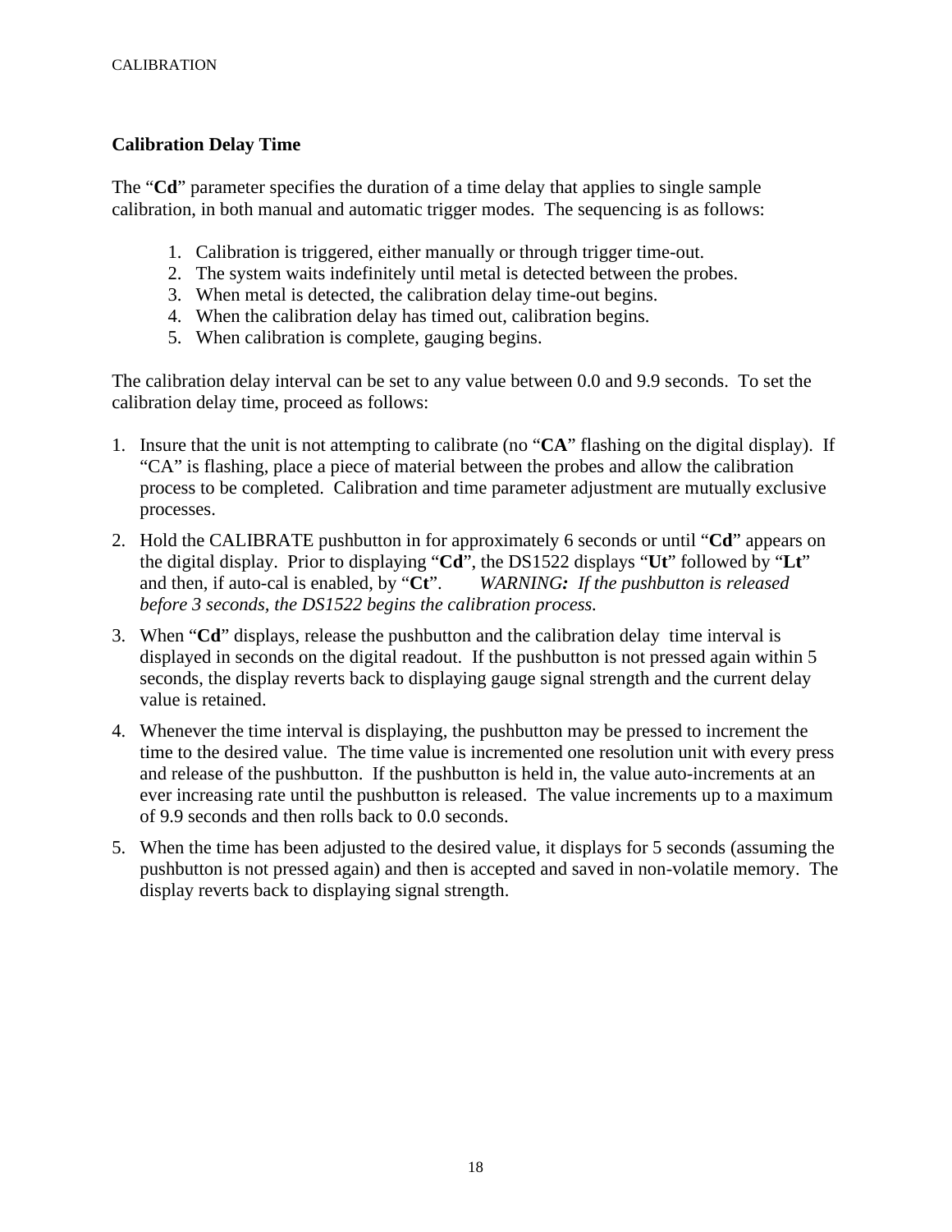## Calibration Delay Time

The "**Cd**" parameter specifies the duration of a time delay that applies to single sample calibration, in both manual and automatic trigger modes. The sequencing is as follows:

1. Calibration is triggered, either manually or through trigger time-out.
2. The system waits indefinitely until metal is detected between the probes.
3. When metal is detected, the calibration delay time-out begins.
4. When the calibration delay has timed out, calibration begins.
5. When calibration is complete, gauging begins.

The calibration delay interval can be set to any value between 0.0 and 9.9 seconds. To set the calibration delay time, proceed as follows:

1. Insure that the unit is not attempting to calibrate (no "**CA**" flashing on the digital display). If "CA" is flashing, place a piece of material between the probes and allow the calibration process to be completed. Calibration and time parameter adjustment are mutually exclusive processes.
2. Hold the CALIBRATE pushbutton in for approximately 6 seconds or until "**Cd**" appears on the digital display. Prior to displaying "**Cd**", the DS1522 displays "**Ut**" followed by "**Lt**" and then, if auto-cal is enabled, by "**Ct**". *WARNING: If the pushbutton is released before 3 seconds, the DS1522 begins the calibration process.*
3. When "**Cd**" displays, release the pushbutton and the calibration delay time interval is displayed in seconds on the digital readout. If the pushbutton is not pressed again within 5 seconds, the display reverts back to displaying gauge signal strength and the current delay value is retained.
4. Whenever the time interval is displaying, the pushbutton may be pressed to increment the time to the desired value. The time value is incremented one resolution unit with every press and release of the pushbutton. If the pushbutton is held in, the value auto-increments at an ever increasing rate until the pushbutton is released. The value increments up to a maximum of 9.9 seconds and then rolls back to 0.0 seconds.
5. When the time has been adjusted to the desired value, it displays for 5 seconds (assuming the pushbutton is not pressed again) and then is accepted and saved in non-volatile memory. The display reverts back to displaying signal strength.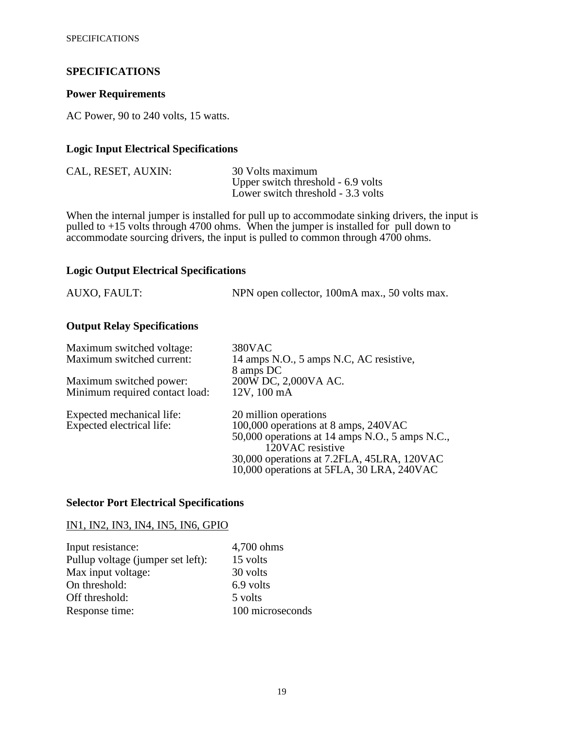# SPECIFICATIONS

## Power Requirements

AC Power, 90 to 240 volts, 15 watts.

## Logic Input Electrical Specifications

| | |
|---|---|
| CAL, RESET, AUXIN: | 30 Volts maximum<br>Upper switch threshold - 6.9 volts<br>Lower switch threshold - 3.3 volts |

When the internal jumper is installed for pull up to accommodate sinking drivers, the input is pulled to +15 volts through 4700 ohms. When the jumper is installed for pull down to accommodate sourcing drivers, the input is pulled to common through 4700 ohms.

## Logic Output Electrical Specifications

| | |
|---|---|
| AUXO, FAULT: | NPN open collector, 100mA max., 50 volts max. |

## Output Relay Specifications

| | |
|---|---|
| Maximum switched voltage: | 380VAC |
| Maximum switched current: | 14 amps N.O., 5 amps N.C, AC resistive, 8 amps DC |
| Maximum switched power: | 200W DC, 2,000VA AC. |
| Minimum required contact load: | 12V, 100 mA |
| Expected mechanical life: | 20 million operations |
| Expected electrical life: | 100,000 operations at 8 amps, 240VAC<br>50,000 operations at 14 amps N.O., 5 amps N.C., 120VAC resistive<br>30,000 operations at 7.2FLA, 45LRA, 120VAC<br>10,000 operations at 5FLA, 30 LRA, 240VAC |

## Selector Port Electrical Specifications

<u>IN1, IN2, IN3, IN4, IN5, IN6, GPIO</u>

| | |
|---|---|
| Input resistance: | 4,700 ohms |
| Pullup voltage (jumper set left): | 15 volts |
| Max input voltage: | 30 volts |
| On threshold: | 6.9 volts |
| Off threshold: | 5 volts |
| Response time: | 100 microseconds |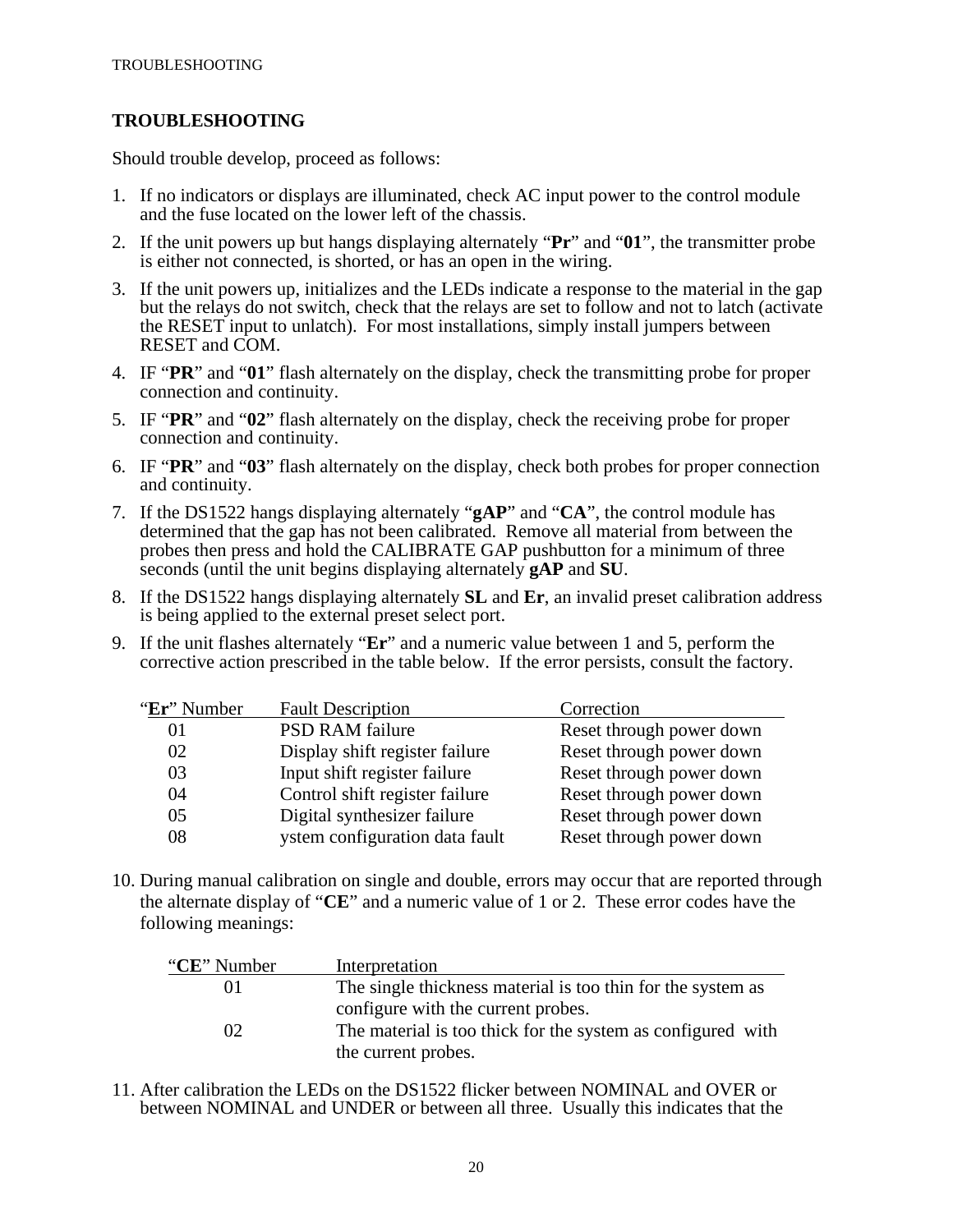# TROUBLESHOOTING

Should trouble develop, proceed as follows:

1. If no indicators or displays are illuminated, check AC input power to the control module and the fuse located on the lower left of the chassis.
2. If the unit powers up but hangs displaying alternately "**Pr**" and "**01**", the transmitter probe is either not connected, is shorted, or has an open in the wiring.
3. If the unit powers up, initializes and the LEDs indicate a response to the material in the gap but the relays do not switch, check that the relays are set to follow and not to latch (activate the RESET input to unlatch). For most installations, simply install jumpers between RESET and COM.
4. IF "**PR**" and "**01**" flash alternately on the display, check the transmitting probe for proper connection and continuity.
5. IF "**PR**" and "**02**" flash alternately on the display, check the receiving probe for proper connection and continuity.
6. IF "**PR**" and "**03**" flash alternately on the display, check both probes for proper connection and continuity.
7. If the DS1522 hangs displaying alternately "**gAP**" and "**CA**", the control module has determined that the gap has not been calibrated. Remove all material from between the probes then press and hold the CALIBRATE GAP pushbutton for a minimum of three seconds (until the unit begins displaying alternately **gAP** and **SU**.
8. If the DS1522 hangs displaying alternately **SL** and **Er**, an invalid preset calibration address is being applied to the external preset select port.
9. If the unit flashes alternately "**Er**" and a numeric value between 1 and 5, perform the corrective action prescribed in the table below. If the error persists, consult the factory.

| "**Er**" Number | Fault Description | Correction |
|---|---|---|
| 01 | PSD RAM failure | Reset through power down |
| 02 | Display shift register failure | Reset through power down |
| 03 | Input shift register failure | Reset through power down |
| 04 | Control shift register failure | Reset through power down |
| 05 | Digital synthesizer failure | Reset through power down |
| 08 | ystem configuration data fault | Reset through power down |

10. During manual calibration on single and double, errors may occur that are reported through the alternate display of "**CE**" and a numeric value of 1 or 2. These error codes have the following meanings:

| "**CE**" Number | Interpretation |
|---|---|
| 01 | The single thickness material is too thin for the system as configure with the current probes. |
| 02 | The material is too thick for the system as configured with the current probes. |

11. After calibration the LEDs on the DS1522 flicker between NOMINAL and OVER or between NOMINAL and UNDER or between all three. Usually this indicates that the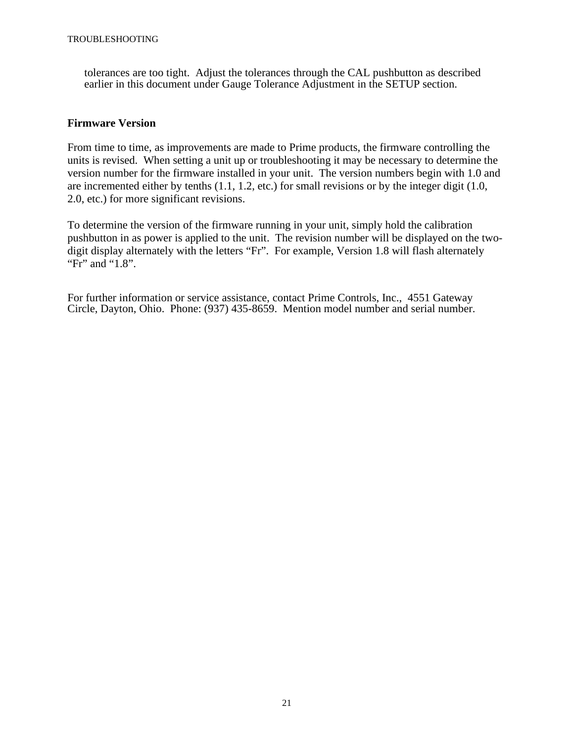tolerances are too tight. Adjust the tolerances through the CAL pushbutton as described earlier in this document under Gauge Tolerance Adjustment in the SETUP section.

**Firmware Version**

From time to time, as improvements are made to Prime products, the firmware controlling the units is revised. When setting a unit up or troubleshooting it may be necessary to determine the version number for the firmware installed in your unit. The version numbers begin with 1.0 and are incremented either by tenths (1.1, 1.2, etc.) for small revisions or by the integer digit (1.0, 2.0, etc.) for more significant revisions.

To determine the version of the firmware running in your unit, simply hold the calibration pushbutton in as power is applied to the unit. The revision number will be displayed on the two-digit display alternately with the letters "Fr". For example, Version 1.8 will flash alternately "Fr" and "1.8".

For further information or service assistance, contact Prime Controls, Inc., 4551 Gateway Circle, Dayton, Ohio. Phone: (937) 435-8659. Mention model number and serial number.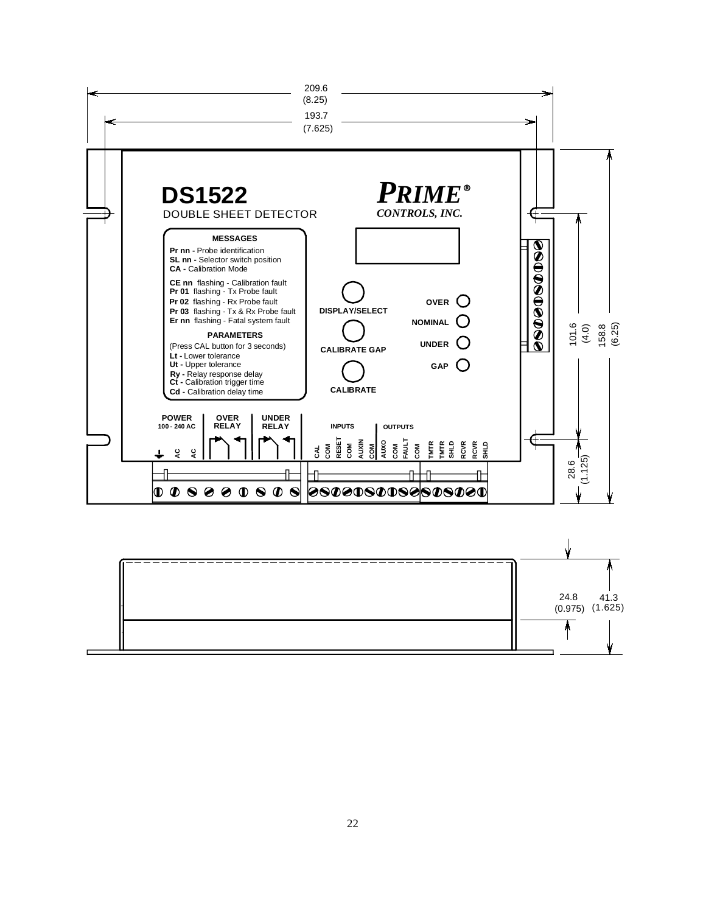209.6
(8.25)

193.7
(7.625)

**DS1522**
DOUBLE SHEET DETECTOR

***PRIME®***
*CONTROLS, INC.*

**MESSAGES**

**Pr nn -** Probe identification
**SL nn -** Selector switch position
**CA -** Calibration Mode

**CE nn** flashing - Calibration fault
**Pr 01** flashing - Tx Probe fault
**Pr 02** flashing - Rx Probe fault
**Pr 03** flashing - Tx & Rx Probe fault
**Er nn** flashing - Fatal system fault

**PARAMETERS**

(Press CAL button for 3 seconds)
**Lt -** Lower tolerance
**Ut -** Upper tolerance
**Ry -** Relay response delay
**Ct -** Calibration trigger time
**Cd -** Calibration delay time

**DISPLAY/SELECT**

**CALIBRATE GAP**

**CALIBRATE**

**OVER**
**NOMINAL**
**UNDER**
**GAP**

**POWER**
**100 - 240 AC**

**OVER RELAY**

**UNDER RELAY**

**INPUTS**

**OUTPUTS**

AC AC CAL COM RESET COM AUXIN COM AUXO COM FAULT COM TMTR TMTR SHLD RCVR RCVR SHLD

101.6
(4.0)

158.8
(6.25)

28.6
(1.125)

24.8
(0.975)

41.3
(1.625)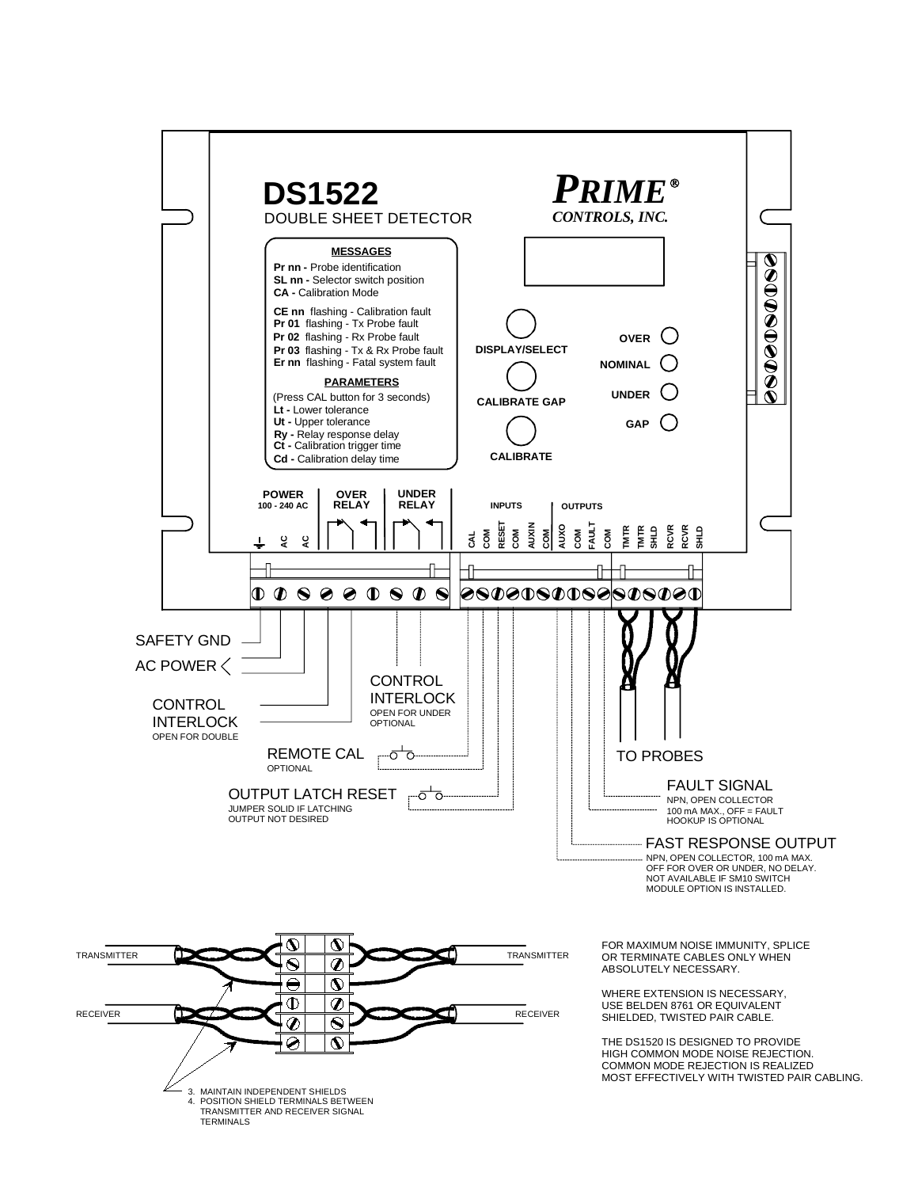# DS1522

DOUBLE SHEET DETECTOR

***PRIME®***
*CONTROLS, INC.*

**MESSAGES**

**Pr nn -** Probe identification
**SL nn -** Selector switch position
**CA -** Calibration Mode

**CE nn** flashing - Calibration fault
**Pr 01** flashing - Tx Probe fault
**Pr 02** flashing - Rx Probe fault
**Pr 03** flashing - Tx & Rx Probe fault
**Er nn** flashing - Fatal system fault

**PARAMETERS**

(Press CAL button for 3 seconds)
**Lt -** Lower tolerance
**Ut -** Upper tolerance
**Ry -** Relay response delay
**Ct -** Calibration trigger time
**Cd -** Calibration delay time

**DISPLAY/SELECT**

**CALIBRATE GAP**

**CALIBRATE**

**OVER**
**NOMINAL**
**UNDER**
**GAP**

**POWER** 100 - 240 AC | **OVER RELAY** | **UNDER RELAY** | **INPUTS** | **OUTPUTS**

AC AC | CAL COM RESET COM AUXIN COM | AUXO COM FAULT COM | TMTR TMTR SHLD RCVR RCVR SHLD

SAFETY GND

AC POWER

CONTROL INTERLOCK
OPEN FOR DOUBLE

CONTROL INTERLOCK
OPEN FOR UNDER
OPTIONAL

REMOTE CAL
OPTIONAL

OUTPUT LATCH RESET
JUMPER SOLID IF LATCHING OUTPUT NOT DESIRED

TO PROBES

FAULT SIGNAL
NPN, OPEN COLLECTOR
100 mA MAX., OFF = FAULT
HOOKUP IS OPTIONAL

FAST RESPONSE OUTPUT
NPN, OPEN COLLECTOR, 100 mA MAX.
OFF FOR OVER OR UNDER, NO DELAY.
NOT AVAILABLE IF SM10 SWITCH MODULE OPTION IS INSTALLED.

TRANSMITTER | TRANSMITTER

RECEIVER | RECEIVER

3. MAINTAIN INDEPENDENT SHIELDS
4. POSITION SHIELD TERMINALS BETWEEN TRANSMITTER AND RECEIVER SIGNAL TERMINALS

FOR MAXIMUM NOISE IMMUNITY, SPLICE OR TERMINATE CABLES ONLY WHEN ABSOLUTELY NECESSARY.

WHERE EXTENSION IS NECESSARY, USE BELDEN 8761 OR EQUIVALENT SHIELDED, TWISTED PAIR CABLE.

THE DS1520 IS DESIGNED TO PROVIDE HIGH COMMON MODE NOISE REJECTION. COMMON MODE REJECTION IS REALIZED MOST EFFECTIVELY WITH TWISTED PAIR CABLING.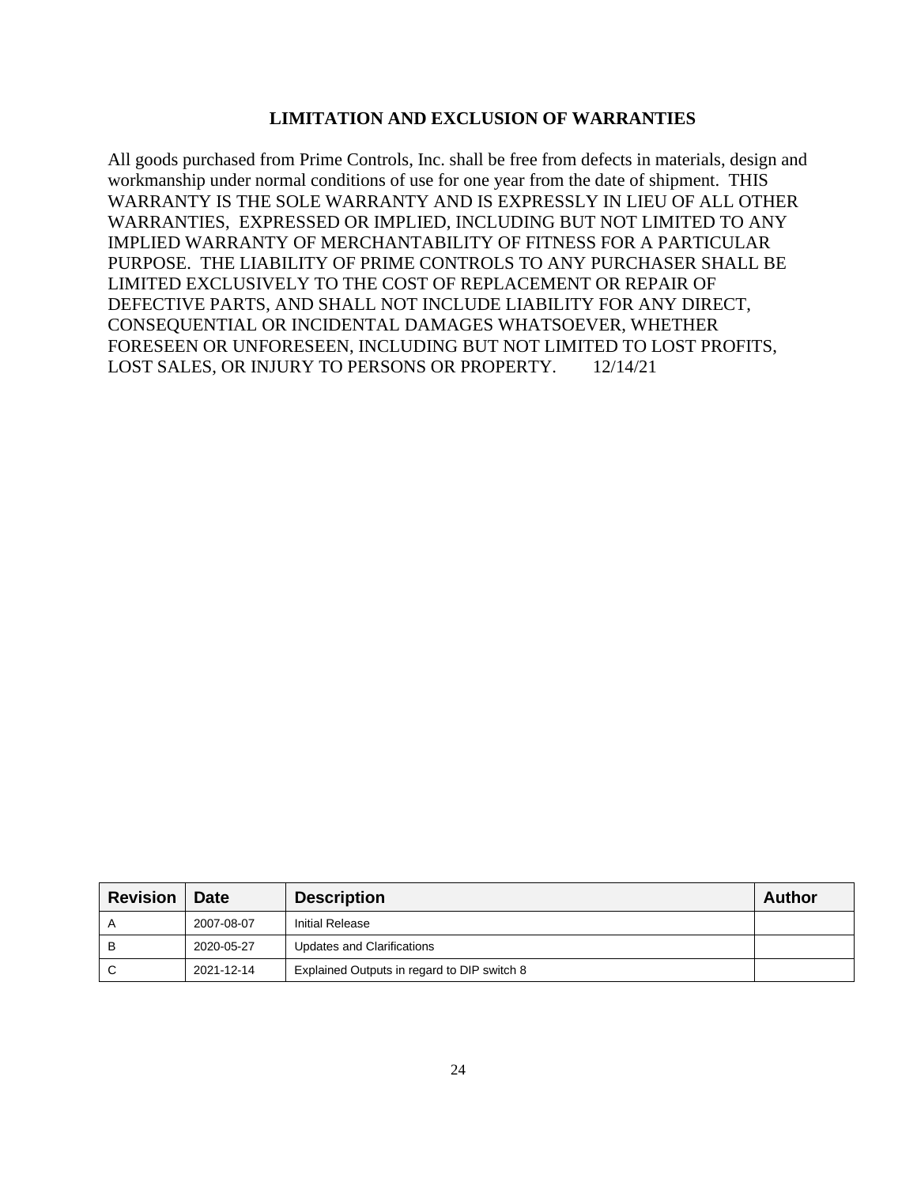## LIMITATION AND EXCLUSION OF WARRANTIES

All goods purchased from Prime Controls, Inc. shall be free from defects in materials, design and workmanship under normal conditions of use for one year from the date of shipment. THIS WARRANTY IS THE SOLE WARRANTY AND IS EXPRESSLY IN LIEU OF ALL OTHER WARRANTIES, EXPRESSED OR IMPLIED, INCLUDING BUT NOT LIMITED TO ANY IMPLIED WARRANTY OF MERCHANTABILITY OF FITNESS FOR A PARTICULAR PURPOSE. THE LIABILITY OF PRIME CONTROLS TO ANY PURCHASER SHALL BE LIMITED EXCLUSIVELY TO THE COST OF REPLACEMENT OR REPAIR OF DEFECTIVE PARTS, AND SHALL NOT INCLUDE LIABILITY FOR ANY DIRECT, CONSEQUENTIAL OR INCIDENTAL DAMAGES WHATSOEVER, WHETHER FORESEEN OR UNFORESEEN, INCLUDING BUT NOT LIMITED TO LOST PROFITS, LOST SALES, OR INJURY TO PERSONS OR PROPERTY. 12/14/21

| Revision | Date | Description | Author |
|---|---|---|---|
| A | 2007-08-07 | Initial Release | |
| B | 2020-05-27 | Updates and Clarifications | |
| C | 2021-12-14 | Explained Outputs in regard to DIP switch 8 | |